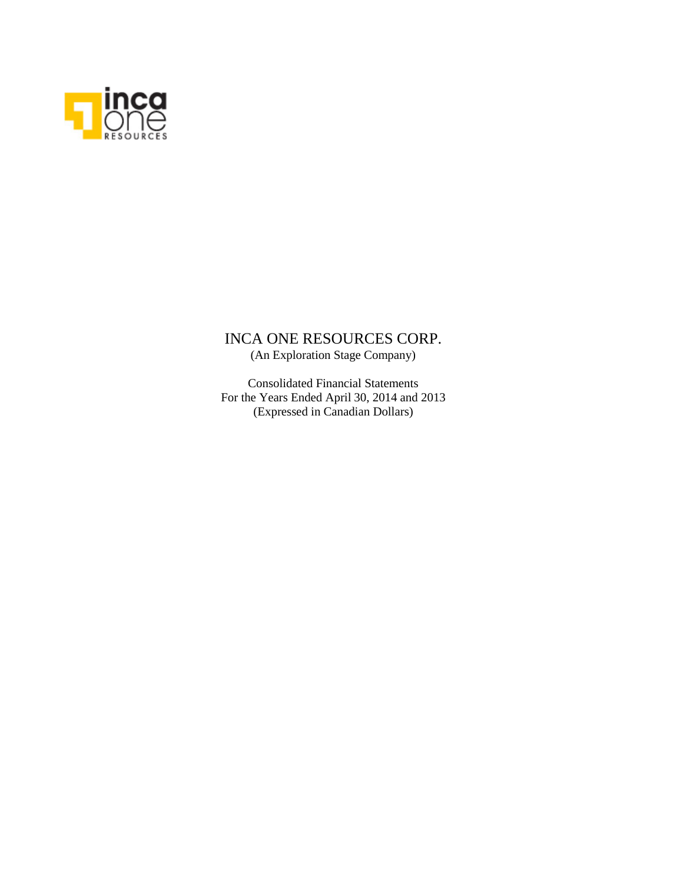# INCA ONE RESOURCES CORP.

(An Exploration Stage Company)

Consolidated Financial Statements
For the Years Ended April 30, 2014 and 2013
(Expressed in Canadian Dollars)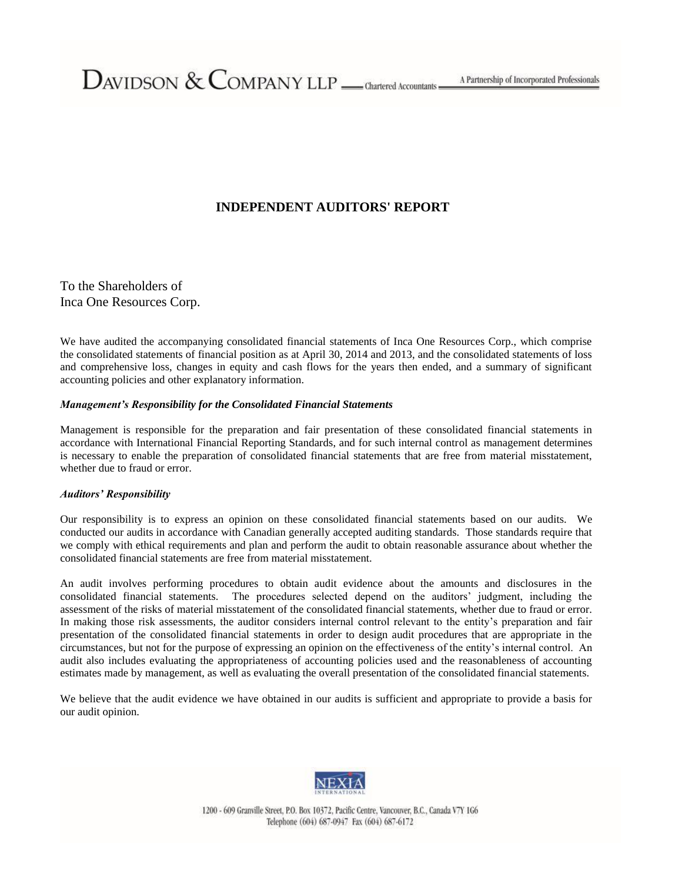DAVIDSON & COMPANY LLP — Chartered Accountants — A Partnership of Incorporated Professionals

# INDEPENDENT AUDITORS' REPORT

To the Shareholders of
Inca One Resources Corp.

We have audited the accompanying consolidated financial statements of Inca One Resources Corp., which comprise the consolidated statements of financial position as at April 30, 2014 and 2013, and the consolidated statements of loss and comprehensive loss, changes in equity and cash flows for the years then ended, and a summary of significant accounting policies and other explanatory information.

***Management's Responsibility for the Consolidated Financial Statements***

Management is responsible for the preparation and fair presentation of these consolidated financial statements in accordance with International Financial Reporting Standards, and for such internal control as management determines is necessary to enable the preparation of consolidated financial statements that are free from material misstatement, whether due to fraud or error.

***Auditors' Responsibility***

Our responsibility is to express an opinion on these consolidated financial statements based on our audits. We conducted our audits in accordance with Canadian generally accepted auditing standards. Those standards require that we comply with ethical requirements and plan and perform the audit to obtain reasonable assurance about whether the consolidated financial statements are free from material misstatement.

An audit involves performing procedures to obtain audit evidence about the amounts and disclosures in the consolidated financial statements. The procedures selected depend on the auditors' judgment, including the assessment of the risks of material misstatement of the consolidated financial statements, whether due to fraud or error. In making those risk assessments, the auditor considers internal control relevant to the entity's preparation and fair presentation of the consolidated financial statements in order to design audit procedures that are appropriate in the circumstances, but not for the purpose of expressing an opinion on the effectiveness of the entity's internal control. An audit also includes evaluating the appropriateness of accounting policies used and the reasonableness of accounting estimates made by management, as well as evaluating the overall presentation of the consolidated financial statements.

We believe that the audit evidence we have obtained in our audits is sufficient and appropriate to provide a basis for our audit opinion.

NEXIA INTERNATIONAL

1200 - 609 Granville Street, P.O. Box 10372, Pacific Centre, Vancouver, B.C., Canada V7Y 1G6
Telephone (604) 687-0947 Fax (604) 687-6172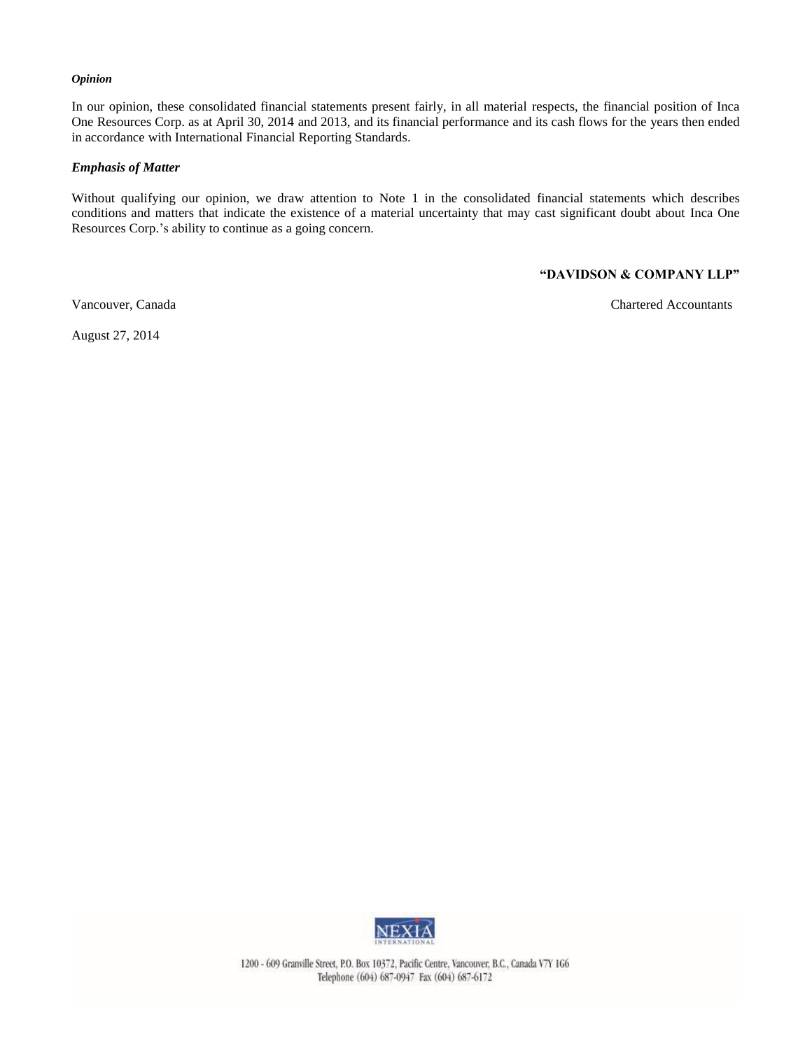***Opinion***

In our opinion, these consolidated financial statements present fairly, in all material respects, the financial position of Inca One Resources Corp. as at April 30, 2014 and 2013, and its financial performance and its cash flows for the years then ended in accordance with International Financial Reporting Standards.

***Emphasis of Matter***

Without qualifying our opinion, we draw attention to Note 1 in the consolidated financial statements which describes conditions and matters that indicate the existence of a material uncertainty that may cast significant doubt about Inca One Resources Corp.'s ability to continue as a going concern.

**"DAVIDSON & COMPANY LLP"**

Vancouver, Canada

Chartered Accountants

August 27, 2014

1200 - 609 Granville Street, P.O. Box 10372, Pacific Centre, Vancouver, B.C., Canada V7Y 1G6
Telephone (604) 687-0947 Fax (604) 687-6172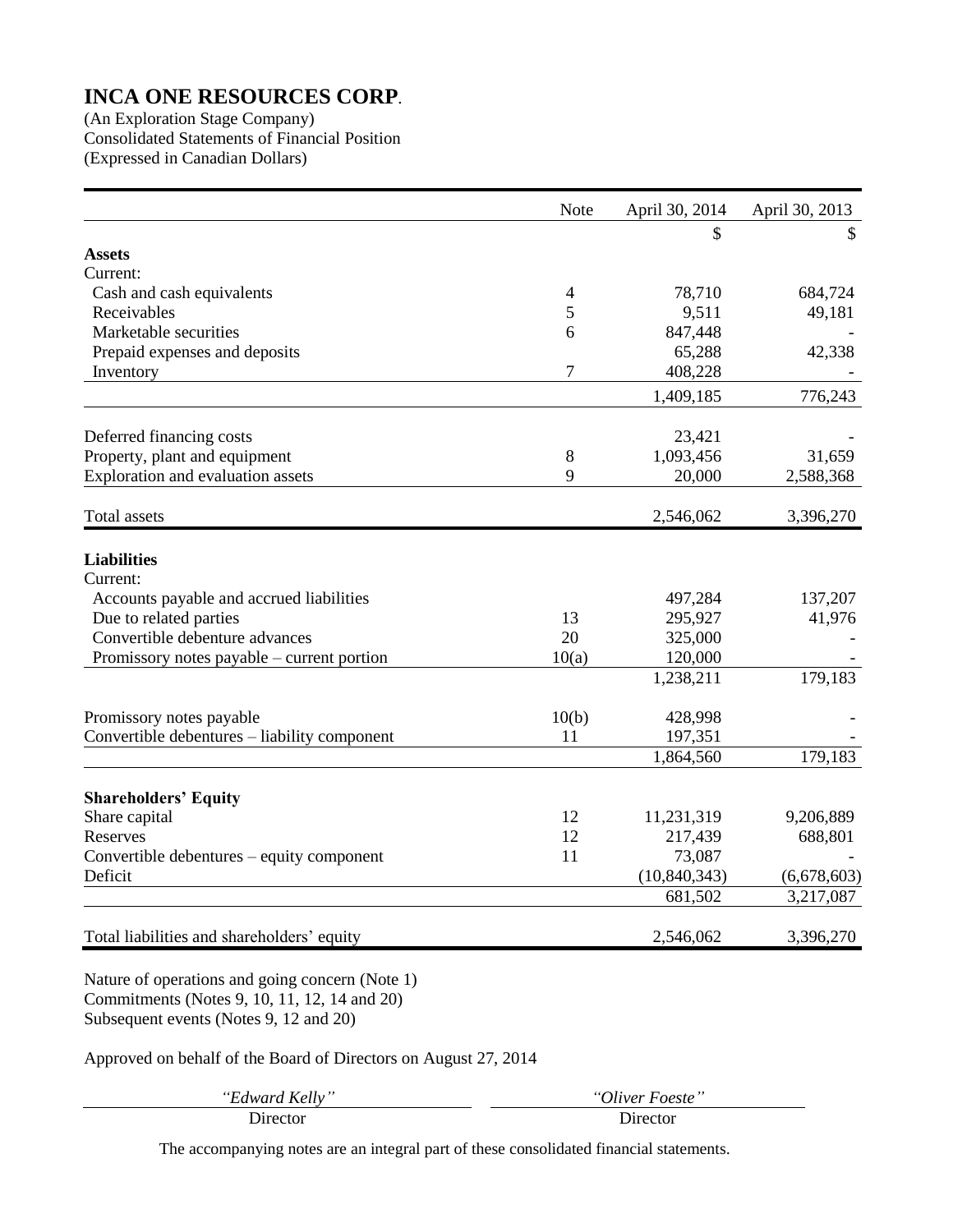# INCA ONE RESOURCES CORP.

(An Exploration Stage Company)
Consolidated Statements of Financial Position
(Expressed in Canadian Dollars)

| | Note | April 30, 2014 | April 30, 2013 |
|---|---|---|---|
| | | $ | $ |
| **Assets** | | | |
| Current: | | | |
| Cash and cash equivalents | 4 | 78,710 | 684,724 |
| Receivables | 5 | 9,511 | 49,181 |
| Marketable securities | 6 | 847,448 | - |
| Prepaid expenses and deposits | | 65,288 | 42,338 |
| Inventory | 7 | 408,228 | - |
| | | 1,409,185 | 776,243 |
| Deferred financing costs | | 23,421 | - |
| Property, plant and equipment | 8 | 1,093,456 | 31,659 |
| Exploration and evaluation assets | 9 | 20,000 | 2,588,368 |
| Total assets | | 2,546,062 | 3,396,270 |
| **Liabilities** | | | |
| Current: | | | |
| Accounts payable and accrued liabilities | | 497,284 | 137,207 |
| Due to related parties | 13 | 295,927 | 41,976 |
| Convertible debenture advances | 20 | 325,000 | - |
| Promissory notes payable – current portion | 10(a) | 120,000 | - |
| | | 1,238,211 | 179,183 |
| Promissory notes payable | 10(b) | 428,998 | - |
| Convertible debentures – liability component | 11 | 197,351 | - |
| | | 1,864,560 | 179,183 |
| **Shareholders' Equity** | | | |
| Share capital | 12 | 11,231,319 | 9,206,889 |
| Reserves | 12 | 217,439 | 688,801 |
| Convertible debentures – equity component | 11 | 73,087 | - |
| Deficit | | (10,840,343) | (6,678,603) |
| | | 681,502 | 3,217,087 |
| Total liabilities and shareholders' equity | | 2,546,062 | 3,396,270 |

Nature of operations and going concern (Note 1)
Commitments (Notes 9, 10, 11, 12, 14 and 20)
Subsequent events (Notes 9, 12 and 20)

Approved on behalf of the Board of Directors on August 27, 2014

| *"Edward Kelly"* | *"Oliver Foeste"* |
|---|---|
| Director | Director |

The accompanying notes are an integral part of these consolidated financial statements.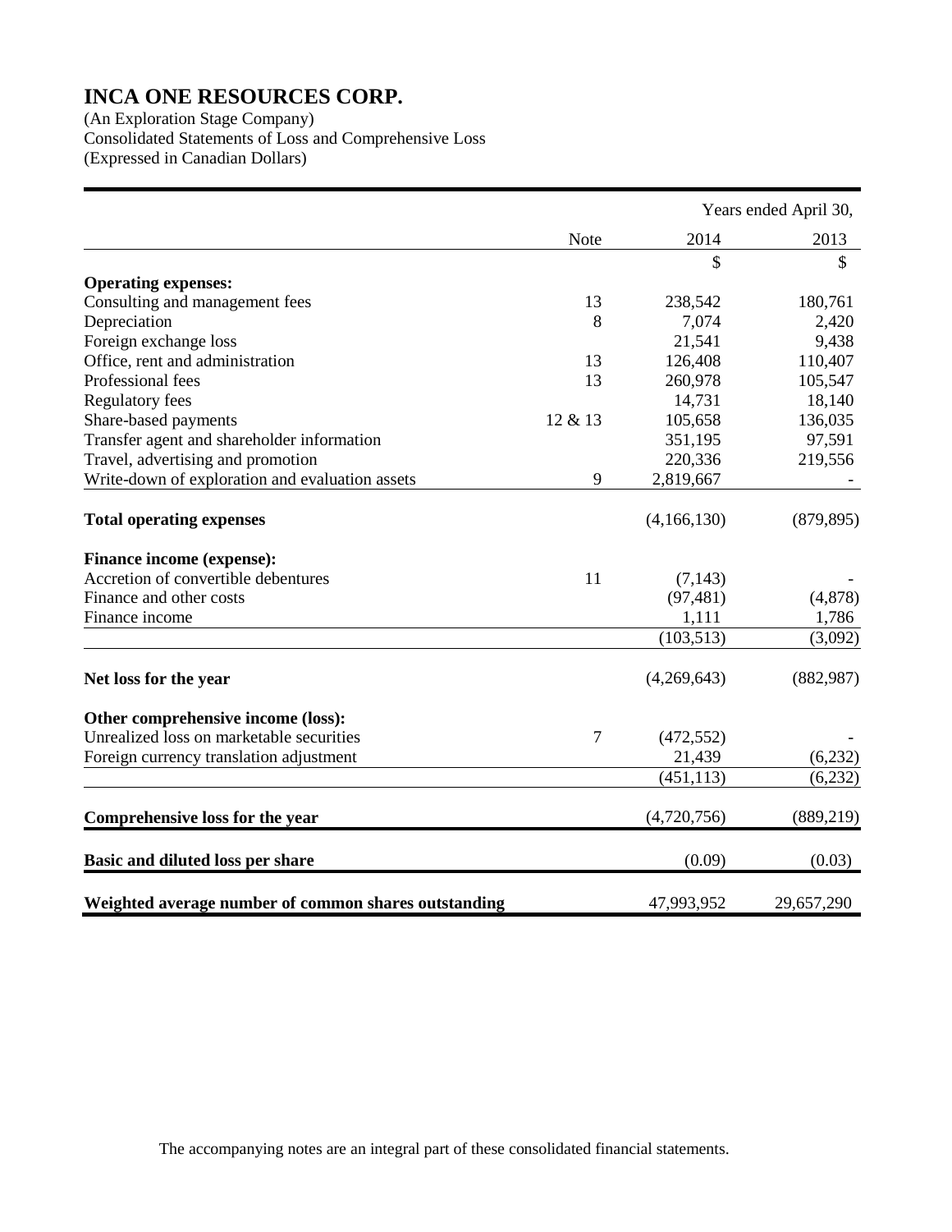# INCA ONE RESOURCES CORP.

(An Exploration Stage Company)
Consolidated Statements of Loss and Comprehensive Loss
(Expressed in Canadian Dollars)

| | Note | Years ended April 30, 2014 | 2013 |
|---|---|---|---|
| | | $ | $ |
| **Operating expenses:** | | | |
| Consulting and management fees | 13 | 238,542 | 180,761 |
| Depreciation | 8 | 7,074 | 2,420 |
| Foreign exchange loss | | 21,541 | 9,438 |
| Office, rent and administration | 13 | 126,408 | 110,407 |
| Professional fees | 13 | 260,978 | 105,547 |
| Regulatory fees | | 14,731 | 18,140 |
| Share-based payments | 12 & 13 | 105,658 | 136,035 |
| Transfer agent and shareholder information | | 351,195 | 97,591 |
| Travel, advertising and promotion | | 220,336 | 219,556 |
| Write-down of exploration and evaluation assets | 9 | 2,819,667 | - |
| **Total operating expenses** | | (4,166,130) | (879,895) |
| **Finance income (expense):** | | | |
| Accretion of convertible debentures | 11 | (7,143) | - |
| Finance and other costs | | (97,481) | (4,878) |
| Finance income | | 1,111 | 1,786 |
| | | (103,513) | (3,092) |
| **Net loss for the year** | | (4,269,643) | (882,987) |
| **Other comprehensive income (loss):** | | | |
| Unrealized loss on marketable securities | 7 | (472,552) | - |
| Foreign currency translation adjustment | | 21,439 | (6,232) |
| | | (451,113) | (6,232) |
| **Comprehensive loss for the year** | | (4,720,756) | (889,219) |
| **Basic and diluted loss per share** | | (0.09) | (0.03) |
| **Weighted average number of common shares outstanding** | | 47,993,952 | 29,657,290 |

The accompanying notes are an integral part of these consolidated financial statements.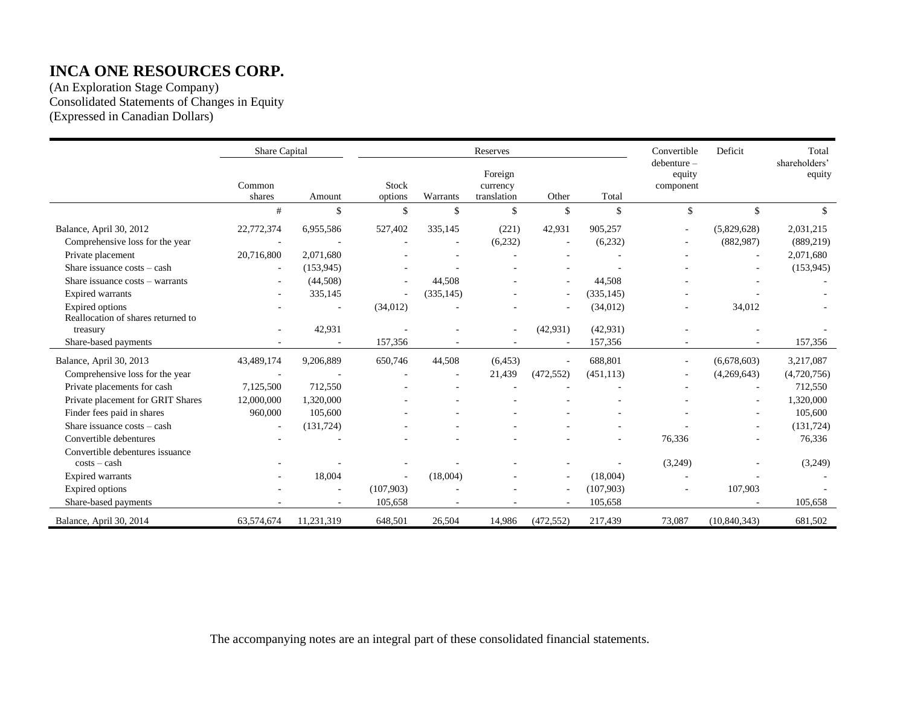# INCA ONE RESOURCES CORP.

(An Exploration Stage Company)
Consolidated Statements of Changes in Equity
(Expressed in Canadian Dollars)

| | Share Capital | | Reserves | | | | | Convertible debenture – equity component | Deficit | Total shareholders' equity |
|---|---|---|---|---|---|---|---|---|---|---|
| | Common shares | Amount | Stock options | Warrants | Foreign currency translation | Other | Total | | | |
| | # | $ | $ | $ | $ | $ | $ | $ | $ | $ |
| Balance, April 30, 2012 | 22,772,374 | 6,955,586 | 527,402 | 335,145 | (221) | 42,931 | 905,257 | - | (5,829,628) | 2,031,215 |
| Comprehensive loss for the year | - | - | - | - | (6,232) | - | (6,232) | - | (882,987) | (889,219) |
| Private placement | 20,716,800 | 2,071,680 | - | - | - | - | - | - | - | 2,071,680 |
| Share issuance costs – cash | - | (153,945) | - | - | - | - | - | - | - | (153,945) |
| Share issuance costs – warrants | - | (44,508) | - | 44,508 | - | - | 44,508 | - | - | - |
| Expired warrants | - | 335,145 | - | (335,145) | - | - | (335,145) | - | - | - |
| Expired options | - | - | (34,012) | - | - | - | (34,012) | - | 34,012 | - |
| Reallocation of shares returned to treasury | - | 42,931 | - | - | - | (42,931) | (42,931) | - | - | - |
| Share-based payments | - | - | 157,356 | - | - | - | 157,356 | - | - | 157,356 |
| Balance, April 30, 2013 | 43,489,174 | 9,206,889 | 650,746 | 44,508 | (6,453) | - | 688,801 | - | (6,678,603) | 3,217,087 |
| Comprehensive loss for the year | - | - | - | - | 21,439 | (472,552) | (451,113) | - | (4,269,643) | (4,720,756) |
| Private placements for cash | 7,125,500 | 712,550 | - | - | - | - | - | - | - | 712,550 |
| Private placement for GRIT Shares | 12,000,000 | 1,320,000 | - | - | - | - | - | - | - | 1,320,000 |
| Finder fees paid in shares | 960,000 | 105,600 | - | - | - | - | - | - | - | 105,600 |
| Share issuance costs – cash | - | (131,724) | - | - | - | - | - | - | - | (131,724) |
| Convertible debentures | - | - | - | - | - | - | - | 76,336 | - | 76,336 |
| Convertible debentures issuance costs – cash | - | - | - | - | - | - | - | (3,249) | - | (3,249) |
| Expired warrants | - | 18,004 | - | (18,004) | - | - | (18,004) | - | - | - |
| Expired options | - | - | (107,903) | - | - | - | (107,903) | - | 107,903 | - |
| Share-based payments | - | - | 105,658 | - | - | - | 105,658 | | - | 105,658 |
| Balance, April 30, 2014 | 63,574,674 | 11,231,319 | 648,501 | 26,504 | 14,986 | (472,552) | 217,439 | 73,087 | (10,840,343) | 681,502 |

The accompanying notes are an integral part of these consolidated financial statements.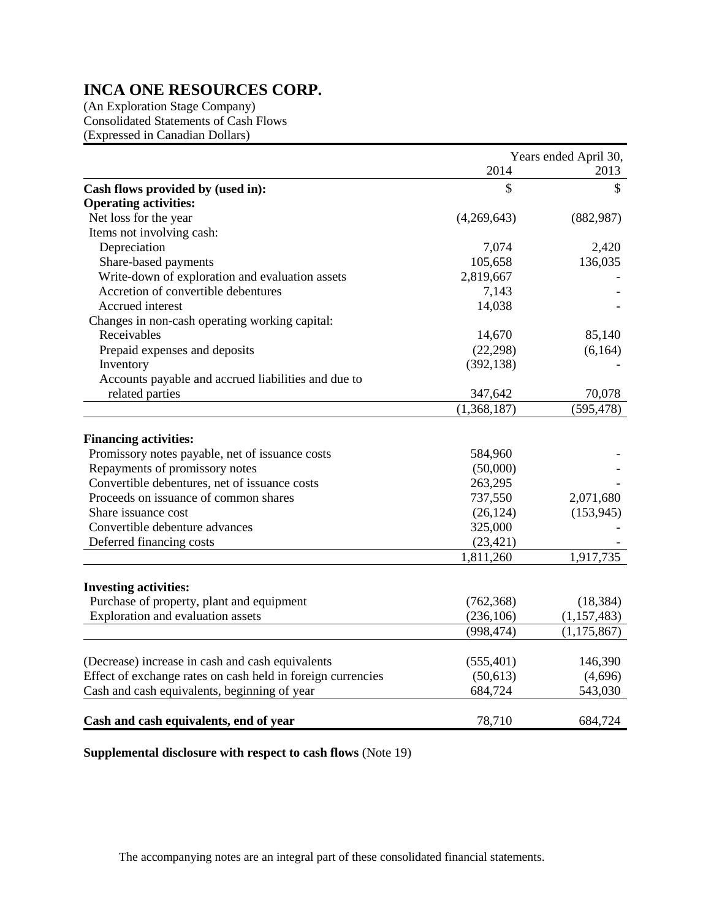# INCA ONE RESOURCES CORP.

(An Exploration Stage Company)
Consolidated Statements of Cash Flows
(Expressed in Canadian Dollars)

| | Years ended April 30, | |
|---|---|---|
| | 2014 | 2013 |
| **Cash flows provided by (used in):** | $ | $ |
| **Operating activities:** | | |
| Net loss for the year | (4,269,643) | (882,987) |
| Items not involving cash: | | |
| Depreciation | 7,074 | 2,420 |
| Share-based payments | 105,658 | 136,035 |
| Write-down of exploration and evaluation assets | 2,819,667 | - |
| Accretion of convertible debentures | 7,143 | - |
| Accrued interest | 14,038 | - |
| Changes in non-cash operating working capital: | | |
| Receivables | 14,670 | 85,140 |
| Prepaid expenses and deposits | (22,298) | (6,164) |
| Inventory | (392,138) | - |
| Accounts payable and accrued liabilities and due to related parties | 347,642 | 70,078 |
| | (1,368,187) | (595,478) |
| **Financing activities:** | | |
| Promissory notes payable, net of issuance costs | 584,960 | - |
| Repayments of promissory notes | (50,000) | - |
| Convertible debentures, net of issuance costs | 263,295 | - |
| Proceeds on issuance of common shares | 737,550 | 2,071,680 |
| Share issuance cost | (26,124) | (153,945) |
| Convertible debenture advances | 325,000 | - |
| Deferred financing costs | (23,421) | - |
| | 1,811,260 | 1,917,735 |
| **Investing activities:** | | |
| Purchase of property, plant and equipment | (762,368) | (18,384) |
| Exploration and evaluation assets | (236,106) | (1,157,483) |
| | (998,474) | (1,175,867) |
| (Decrease) increase in cash and cash equivalents | (555,401) | 146,390 |
| Effect of exchange rates on cash held in foreign currencies | (50,613) | (4,696) |
| Cash and cash equivalents, beginning of year | 684,724 | 543,030 |
| **Cash and cash equivalents, end of year** | 78,710 | 684,724 |

**Supplemental disclosure with respect to cash flows** (Note 19)

The accompanying notes are an integral part of these consolidated financial statements.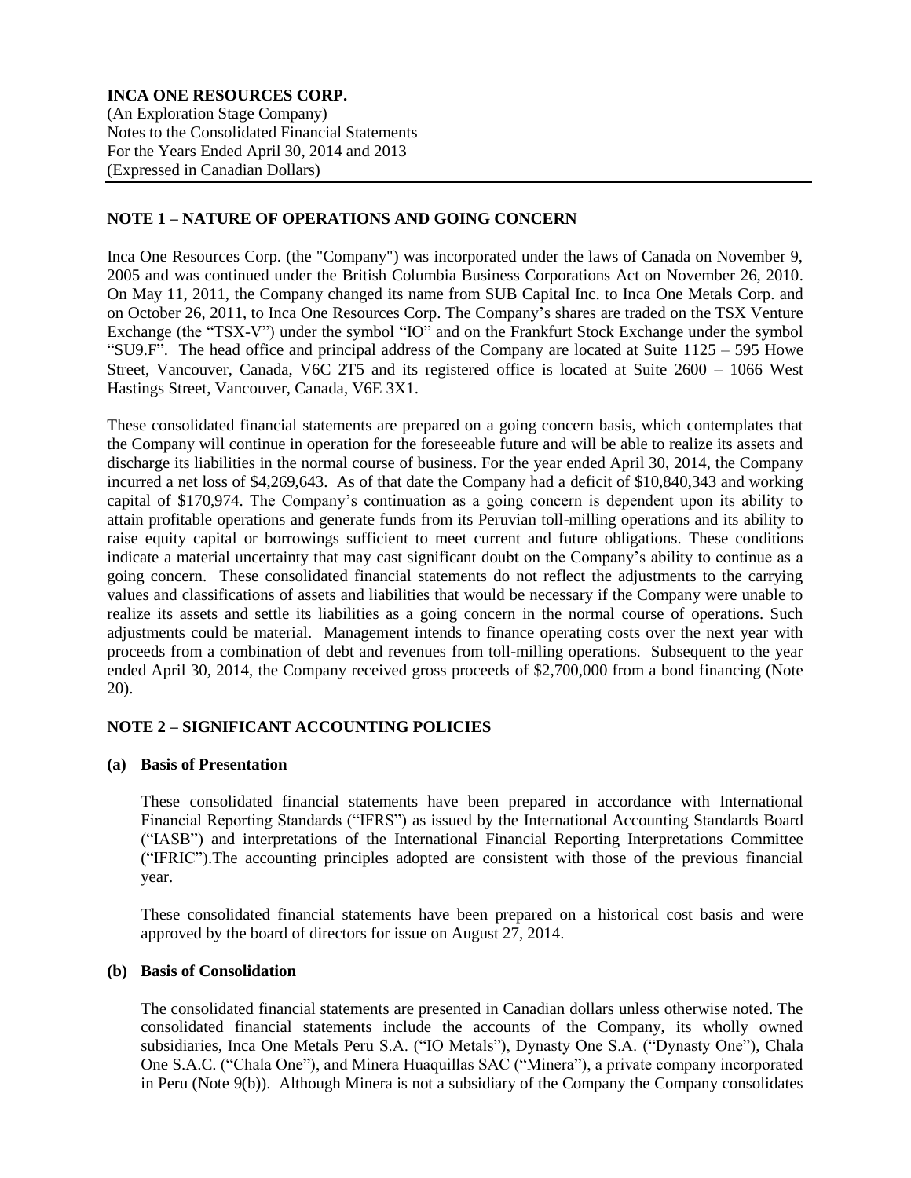**INCA ONE RESOURCES CORP.**
(An Exploration Stage Company)
Notes to the Consolidated Financial Statements
For the Years Ended April 30, 2014 and 2013
(Expressed in Canadian Dollars)

## NOTE 1 – NATURE OF OPERATIONS AND GOING CONCERN

Inca One Resources Corp. (the "Company") was incorporated under the laws of Canada on November 9, 2005 and was continued under the British Columbia Business Corporations Act on November 26, 2010. On May 11, 2011, the Company changed its name from SUB Capital Inc. to Inca One Metals Corp. and on October 26, 2011, to Inca One Resources Corp. The Company's shares are traded on the TSX Venture Exchange (the "TSX-V") under the symbol "IO" and on the Frankfurt Stock Exchange under the symbol "SU9.F". The head office and principal address of the Company are located at Suite 1125 – 595 Howe Street, Vancouver, Canada, V6C 2T5 and its registered office is located at Suite 2600 – 1066 West Hastings Street, Vancouver, Canada, V6E 3X1.

These consolidated financial statements are prepared on a going concern basis, which contemplates that the Company will continue in operation for the foreseeable future and will be able to realize its assets and discharge its liabilities in the normal course of business. For the year ended April 30, 2014, the Company incurred a net loss of $4,269,643. As of that date the Company had a deficit of $10,840,343 and working capital of $170,974. The Company's continuation as a going concern is dependent upon its ability to attain profitable operations and generate funds from its Peruvian toll-milling operations and its ability to raise equity capital or borrowings sufficient to meet current and future obligations. These conditions indicate a material uncertainty that may cast significant doubt on the Company's ability to continue as a going concern. These consolidated financial statements do not reflect the adjustments to the carrying values and classifications of assets and liabilities that would be necessary if the Company were unable to realize its assets and settle its liabilities as a going concern in the normal course of operations. Such adjustments could be material. Management intends to finance operating costs over the next year with proceeds from a combination of debt and revenues from toll-milling operations. Subsequent to the year ended April 30, 2014, the Company received gross proceeds of $2,700,000 from a bond financing (Note 20).

## NOTE 2 – SIGNIFICANT ACCOUNTING POLICIES

### (a) Basis of Presentation

These consolidated financial statements have been prepared in accordance with International Financial Reporting Standards ("IFRS") as issued by the International Accounting Standards Board ("IASB") and interpretations of the International Financial Reporting Interpretations Committee ("IFRIC").The accounting principles adopted are consistent with those of the previous financial year.

These consolidated financial statements have been prepared on a historical cost basis and were approved by the board of directors for issue on August 27, 2014.

### (b) Basis of Consolidation

The consolidated financial statements are presented in Canadian dollars unless otherwise noted. The consolidated financial statements include the accounts of the Company, its wholly owned subsidiaries, Inca One Metals Peru S.A. ("IO Metals"), Dynasty One S.A. ("Dynasty One"), Chala One S.A.C. ("Chala One"), and Minera Huaquillas SAC ("Minera"), a private company incorporated in Peru (Note 9(b)). Although Minera is not a subsidiary of the Company the Company consolidates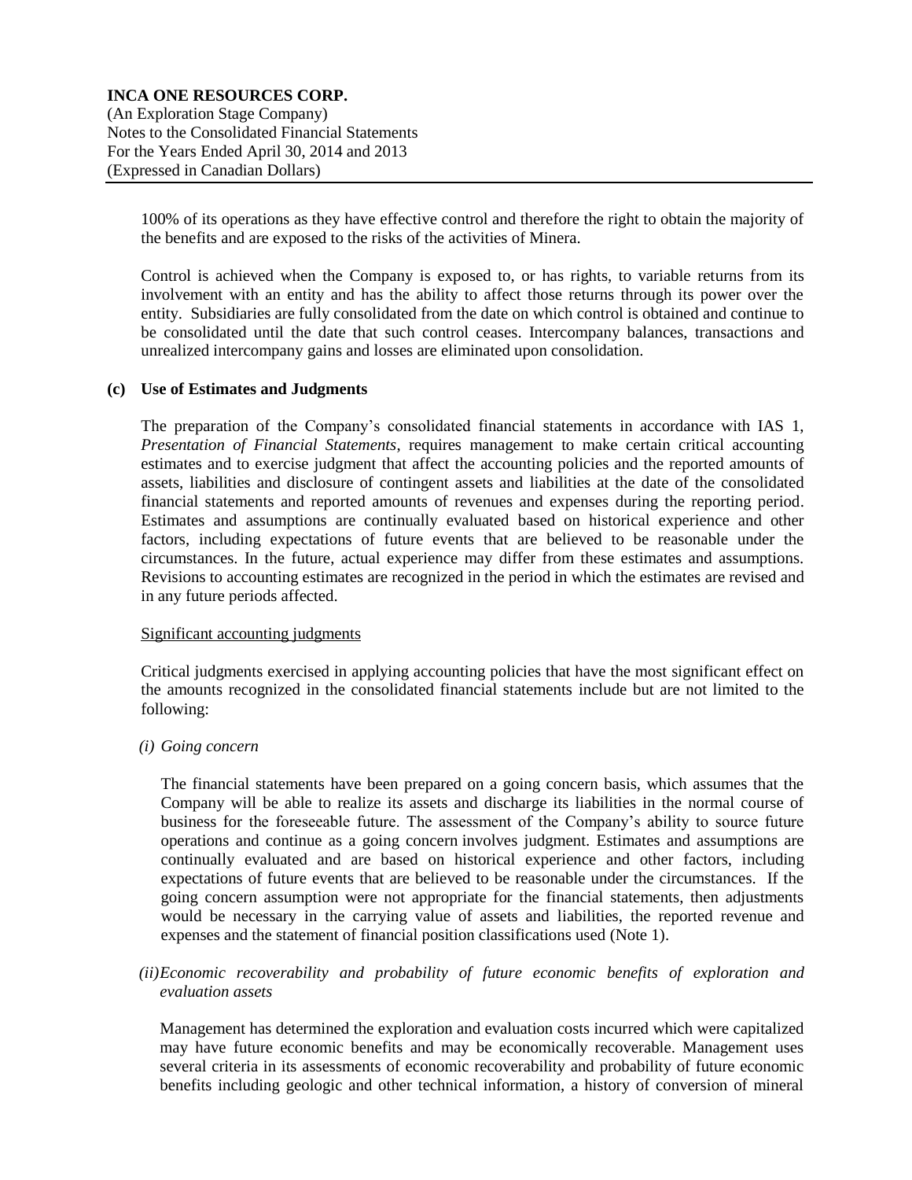100% of its operations as they have effective control and therefore the right to obtain the majority of the benefits and are exposed to the risks of the activities of Minera.

Control is achieved when the Company is exposed to, or has rights, to variable returns from its involvement with an entity and has the ability to affect those returns through its power over the entity. Subsidiaries are fully consolidated from the date on which control is obtained and continue to be consolidated until the date that such control ceases. Intercompany balances, transactions and unrealized intercompany gains and losses are eliminated upon consolidation.

**(c) Use of Estimates and Judgments**

The preparation of the Company's consolidated financial statements in accordance with IAS 1, *Presentation of Financial Statements*, requires management to make certain critical accounting estimates and to exercise judgment that affect the accounting policies and the reported amounts of assets, liabilities and disclosure of contingent assets and liabilities at the date of the consolidated financial statements and reported amounts of revenues and expenses during the reporting period. Estimates and assumptions are continually evaluated based on historical experience and other factors, including expectations of future events that are believed to be reasonable under the circumstances. In the future, actual experience may differ from these estimates and assumptions. Revisions to accounting estimates are recognized in the period in which the estimates are revised and in any future periods affected.

Significant accounting judgments

Critical judgments exercised in applying accounting policies that have the most significant effect on the amounts recognized in the consolidated financial statements include but are not limited to the following:

*(i) Going concern*

The financial statements have been prepared on a going concern basis, which assumes that the Company will be able to realize its assets and discharge its liabilities in the normal course of business for the foreseeable future. The assessment of the Company's ability to source future operations and continue as a going concern involves judgment. Estimates and assumptions are continually evaluated and are based on historical experience and other factors, including expectations of future events that are believed to be reasonable under the circumstances. If the going concern assumption were not appropriate for the financial statements, then adjustments would be necessary in the carrying value of assets and liabilities, the reported revenue and expenses and the statement of financial position classifications used (Note 1).

*(ii) Economic recoverability and probability of future economic benefits of exploration and evaluation assets*

Management has determined the exploration and evaluation costs incurred which were capitalized may have future economic benefits and may be economically recoverable. Management uses several criteria in its assessments of economic recoverability and probability of future economic benefits including geologic and other technical information, a history of conversion of mineral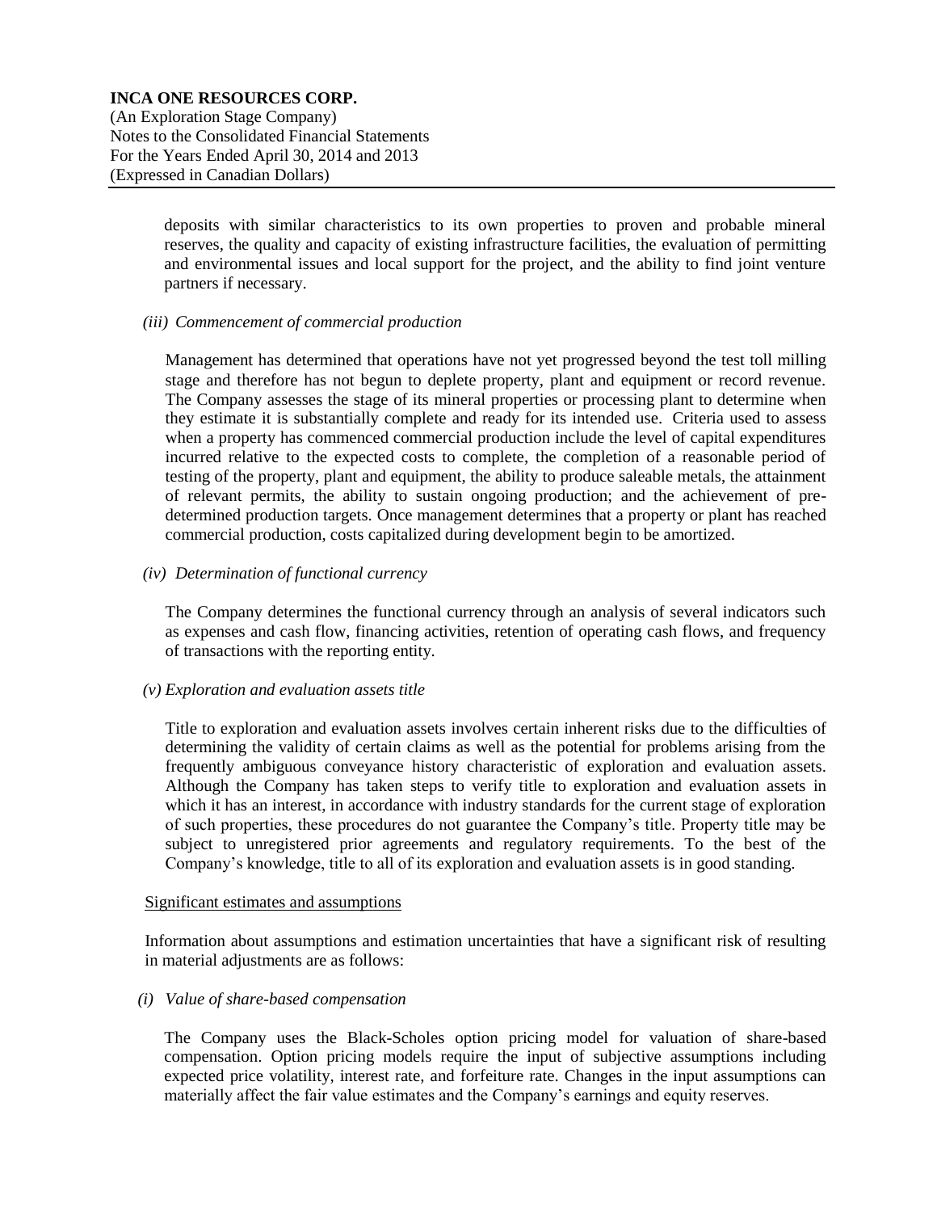deposits with similar characteristics to its own properties to proven and probable mineral reserves, the quality and capacity of existing infrastructure facilities, the evaluation of permitting and environmental issues and local support for the project, and the ability to find joint venture partners if necessary.

*(iii) Commencement of commercial production*

Management has determined that operations have not yet progressed beyond the test toll milling stage and therefore has not begun to deplete property, plant and equipment or record revenue. The Company assesses the stage of its mineral properties or processing plant to determine when they estimate it is substantially complete and ready for its intended use. Criteria used to assess when a property has commenced commercial production include the level of capital expenditures incurred relative to the expected costs to complete, the completion of a reasonable period of testing of the property, plant and equipment, the ability to produce saleable metals, the attainment of relevant permits, the ability to sustain ongoing production; and the achievement of pre-determined production targets. Once management determines that a property or plant has reached commercial production, costs capitalized during development begin to be amortized.

*(iv) Determination of functional currency*

The Company determines the functional currency through an analysis of several indicators such as expenses and cash flow, financing activities, retention of operating cash flows, and frequency of transactions with the reporting entity.

*(v) Exploration and evaluation assets title*

Title to exploration and evaluation assets involves certain inherent risks due to the difficulties of determining the validity of certain claims as well as the potential for problems arising from the frequently ambiguous conveyance history characteristic of exploration and evaluation assets. Although the Company has taken steps to verify title to exploration and evaluation assets in which it has an interest, in accordance with industry standards for the current stage of exploration of such properties, these procedures do not guarantee the Company's title. Property title may be subject to unregistered prior agreements and regulatory requirements. To the best of the Company's knowledge, title to all of its exploration and evaluation assets is in good standing.

Significant estimates and assumptions

Information about assumptions and estimation uncertainties that have a significant risk of resulting in material adjustments are as follows:

*(i) Value of share-based compensation*

The Company uses the Black-Scholes option pricing model for valuation of share-based compensation. Option pricing models require the input of subjective assumptions including expected price volatility, interest rate, and forfeiture rate. Changes in the input assumptions can materially affect the fair value estimates and the Company's earnings and equity reserves.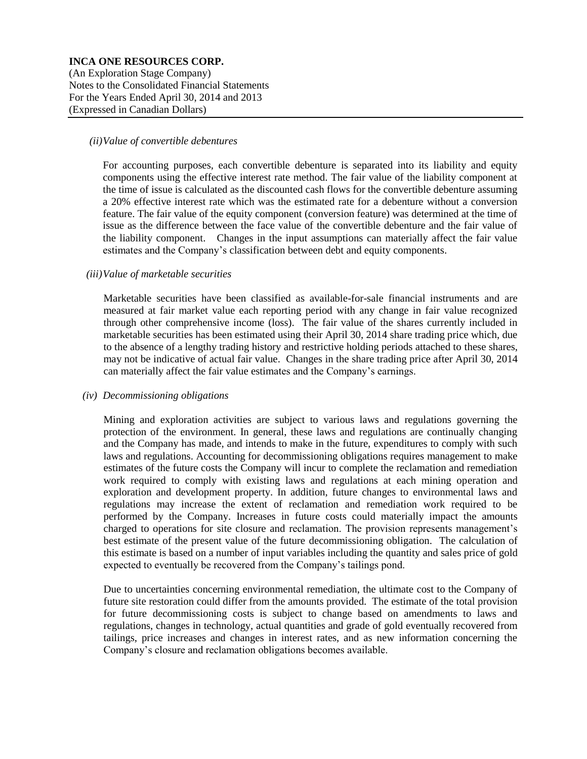*(ii) Value of convertible debentures*

For accounting purposes, each convertible debenture is separated into its liability and equity components using the effective interest rate method. The fair value of the liability component at the time of issue is calculated as the discounted cash flows for the convertible debenture assuming a 20% effective interest rate which was the estimated rate for a debenture without a conversion feature. The fair value of the equity component (conversion feature) was determined at the time of issue as the difference between the face value of the convertible debenture and the fair value of the liability component. Changes in the input assumptions can materially affect the fair value estimates and the Company's classification between debt and equity components.

*(iii) Value of marketable securities*

Marketable securities have been classified as available-for-sale financial instruments and are measured at fair market value each reporting period with any change in fair value recognized through other comprehensive income (loss). The fair value of the shares currently included in marketable securities has been estimated using their April 30, 2014 share trading price which, due to the absence of a lengthy trading history and restrictive holding periods attached to these shares, may not be indicative of actual fair value. Changes in the share trading price after April 30, 2014 can materially affect the fair value estimates and the Company's earnings.

*(iv) Decommissioning obligations*

Mining and exploration activities are subject to various laws and regulations governing the protection of the environment. In general, these laws and regulations are continually changing and the Company has made, and intends to make in the future, expenditures to comply with such laws and regulations. Accounting for decommissioning obligations requires management to make estimates of the future costs the Company will incur to complete the reclamation and remediation work required to comply with existing laws and regulations at each mining operation and exploration and development property. In addition, future changes to environmental laws and regulations may increase the extent of reclamation and remediation work required to be performed by the Company. Increases in future costs could materially impact the amounts charged to operations for site closure and reclamation. The provision represents management's best estimate of the present value of the future decommissioning obligation. The calculation of this estimate is based on a number of input variables including the quantity and sales price of gold expected to eventually be recovered from the Company's tailings pond.

Due to uncertainties concerning environmental remediation, the ultimate cost to the Company of future site restoration could differ from the amounts provided. The estimate of the total provision for future decommissioning costs is subject to change based on amendments to laws and regulations, changes in technology, actual quantities and grade of gold eventually recovered from tailings, price increases and changes in interest rates, and as new information concerning the Company's closure and reclamation obligations becomes available.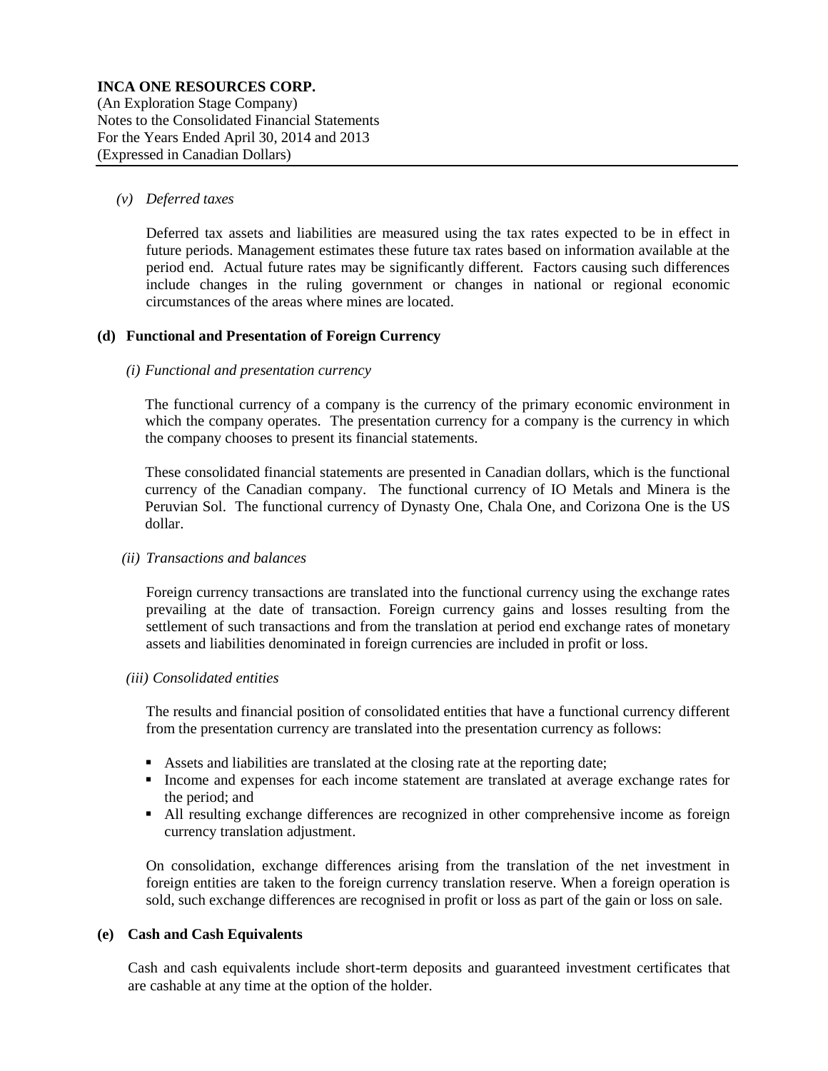*(v) Deferred taxes*

Deferred tax assets and liabilities are measured using the tax rates expected to be in effect in future periods. Management estimates these future tax rates based on information available at the period end. Actual future rates may be significantly different. Factors causing such differences include changes in the ruling government or changes in national or regional economic circumstances of the areas where mines are located.

**(d) Functional and Presentation of Foreign Currency**

*(i) Functional and presentation currency*

The functional currency of a company is the currency of the primary economic environment in which the company operates. The presentation currency for a company is the currency in which the company chooses to present its financial statements.

These consolidated financial statements are presented in Canadian dollars, which is the functional currency of the Canadian company. The functional currency of IO Metals and Minera is the Peruvian Sol. The functional currency of Dynasty One, Chala One, and Corizona One is the US dollar.

*(ii) Transactions and balances*

Foreign currency transactions are translated into the functional currency using the exchange rates prevailing at the date of transaction. Foreign currency gains and losses resulting from the settlement of such transactions and from the translation at period end exchange rates of monetary assets and liabilities denominated in foreign currencies are included in profit or loss.

*(iii) Consolidated entities*

The results and financial position of consolidated entities that have a functional currency different from the presentation currency are translated into the presentation currency as follows:

- Assets and liabilities are translated at the closing rate at the reporting date;
- Income and expenses for each income statement are translated at average exchange rates for the period; and
- All resulting exchange differences are recognized in other comprehensive income as foreign currency translation adjustment.

On consolidation, exchange differences arising from the translation of the net investment in foreign entities are taken to the foreign currency translation reserve. When a foreign operation is sold, such exchange differences are recognised in profit or loss as part of the gain or loss on sale.

**(e) Cash and Cash Equivalents**

Cash and cash equivalents include short-term deposits and guaranteed investment certificates that are cashable at any time at the option of the holder.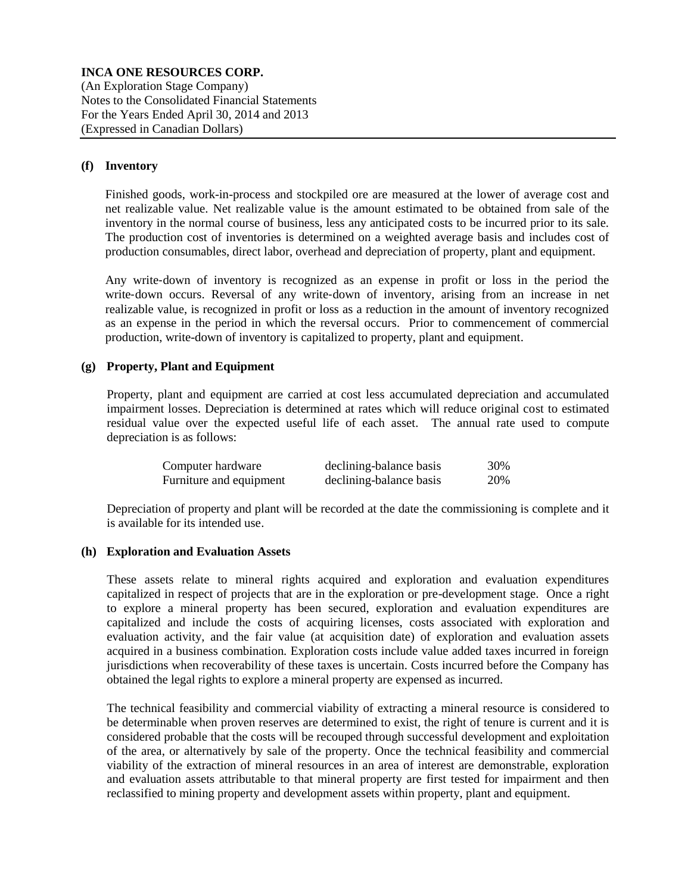**INCA ONE RESOURCES CORP.**
(An Exploration Stage Company)
Notes to the Consolidated Financial Statements
For the Years Ended April 30, 2014 and 2013
(Expressed in Canadian Dollars)

**(f) Inventory**

Finished goods, work-in-process and stockpiled ore are measured at the lower of average cost and net realizable value. Net realizable value is the amount estimated to be obtained from sale of the inventory in the normal course of business, less any anticipated costs to be incurred prior to its sale. The production cost of inventories is determined on a weighted average basis and includes cost of production consumables, direct labor, overhead and depreciation of property, plant and equipment.

Any write-down of inventory is recognized as an expense in profit or loss in the period the write-down occurs. Reversal of any write-down of inventory, arising from an increase in net realizable value, is recognized in profit or loss as a reduction in the amount of inventory recognized as an expense in the period in which the reversal occurs. Prior to commencement of commercial production, write-down of inventory is capitalized to property, plant and equipment.

**(g) Property, Plant and Equipment**

Property, plant and equipment are carried at cost less accumulated depreciation and accumulated impairment losses. Depreciation is determined at rates which will reduce original cost to estimated residual value over the expected useful life of each asset. The annual rate used to compute depreciation is as follows:

| | | |
|---|---|---|
| Computer hardware | declining-balance basis | 30% |
| Furniture and equipment | declining-balance basis | 20% |

Depreciation of property and plant will be recorded at the date the commissioning is complete and it is available for its intended use.

**(h) Exploration and Evaluation Assets**

These assets relate to mineral rights acquired and exploration and evaluation expenditures capitalized in respect of projects that are in the exploration or pre-development stage. Once a right to explore a mineral property has been secured, exploration and evaluation expenditures are capitalized and include the costs of acquiring licenses, costs associated with exploration and evaluation activity, and the fair value (at acquisition date) of exploration and evaluation assets acquired in a business combination. Exploration costs include value added taxes incurred in foreign jurisdictions when recoverability of these taxes is uncertain. Costs incurred before the Company has obtained the legal rights to explore a mineral property are expensed as incurred.

The technical feasibility and commercial viability of extracting a mineral resource is considered to be determinable when proven reserves are determined to exist, the right of tenure is current and it is considered probable that the costs will be recouped through successful development and exploitation of the area, or alternatively by sale of the property. Once the technical feasibility and commercial viability of the extraction of mineral resources in an area of interest are demonstrable, exploration and evaluation assets attributable to that mineral property are first tested for impairment and then reclassified to mining property and development assets within property, plant and equipment.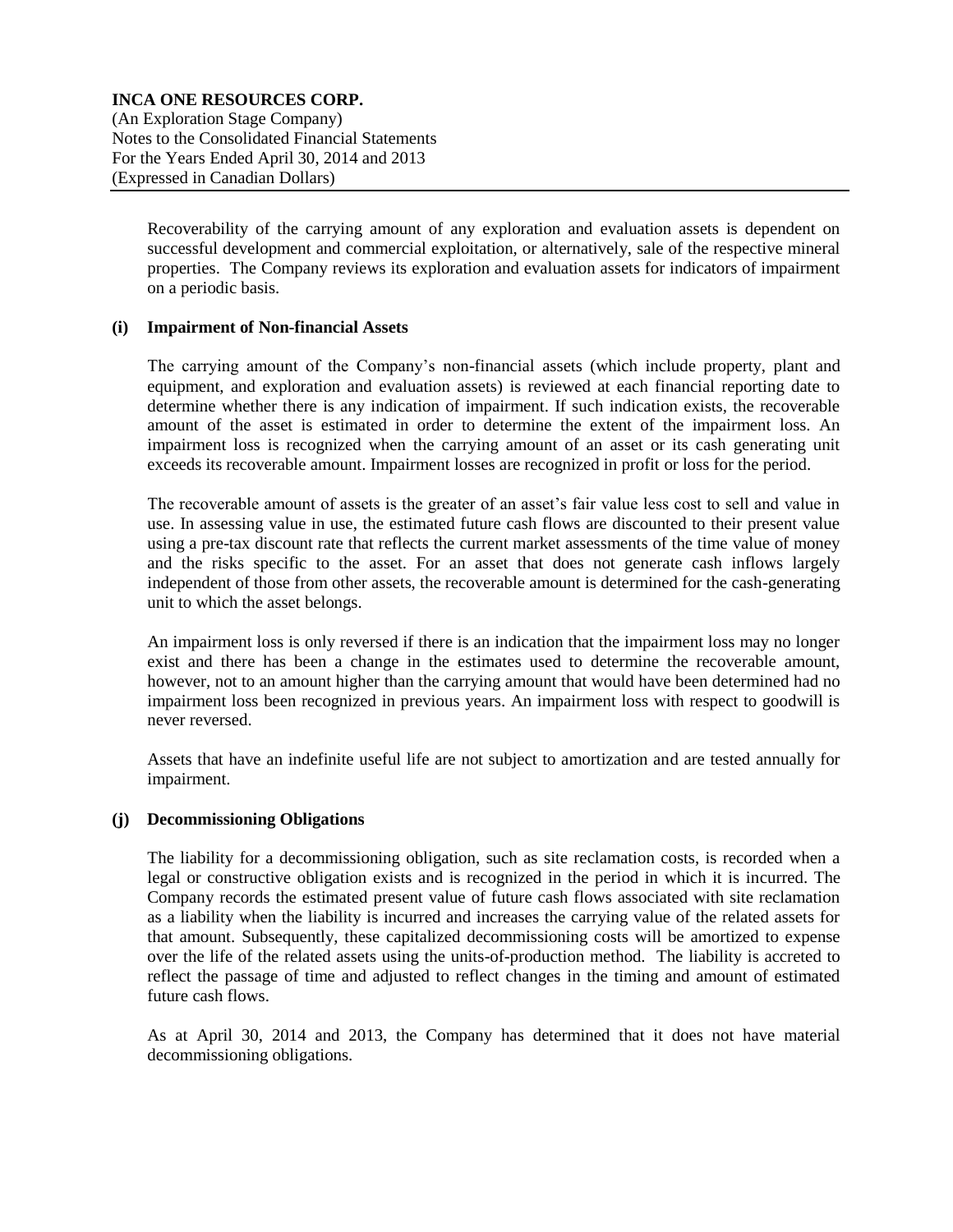Recoverability of the carrying amount of any exploration and evaluation assets is dependent on successful development and commercial exploitation, or alternatively, sale of the respective mineral properties. The Company reviews its exploration and evaluation assets for indicators of impairment on a periodic basis.

**(i) Impairment of Non-financial Assets**

The carrying amount of the Company's non-financial assets (which include property, plant and equipment, and exploration and evaluation assets) is reviewed at each financial reporting date to determine whether there is any indication of impairment. If such indication exists, the recoverable amount of the asset is estimated in order to determine the extent of the impairment loss. An impairment loss is recognized when the carrying amount of an asset or its cash generating unit exceeds its recoverable amount. Impairment losses are recognized in profit or loss for the period.

The recoverable amount of assets is the greater of an asset's fair value less cost to sell and value in use. In assessing value in use, the estimated future cash flows are discounted to their present value using a pre-tax discount rate that reflects the current market assessments of the time value of money and the risks specific to the asset. For an asset that does not generate cash inflows largely independent of those from other assets, the recoverable amount is determined for the cash-generating unit to which the asset belongs.

An impairment loss is only reversed if there is an indication that the impairment loss may no longer exist and there has been a change in the estimates used to determine the recoverable amount, however, not to an amount higher than the carrying amount that would have been determined had no impairment loss been recognized in previous years. An impairment loss with respect to goodwill is never reversed.

Assets that have an indefinite useful life are not subject to amortization and are tested annually for impairment.

**(j) Decommissioning Obligations**

The liability for a decommissioning obligation, such as site reclamation costs, is recorded when a legal or constructive obligation exists and is recognized in the period in which it is incurred. The Company records the estimated present value of future cash flows associated with site reclamation as a liability when the liability is incurred and increases the carrying value of the related assets for that amount. Subsequently, these capitalized decommissioning costs will be amortized to expense over the life of the related assets using the units-of-production method. The liability is accreted to reflect the passage of time and adjusted to reflect changes in the timing and amount of estimated future cash flows.

As at April 30, 2014 and 2013, the Company has determined that it does not have material decommissioning obligations.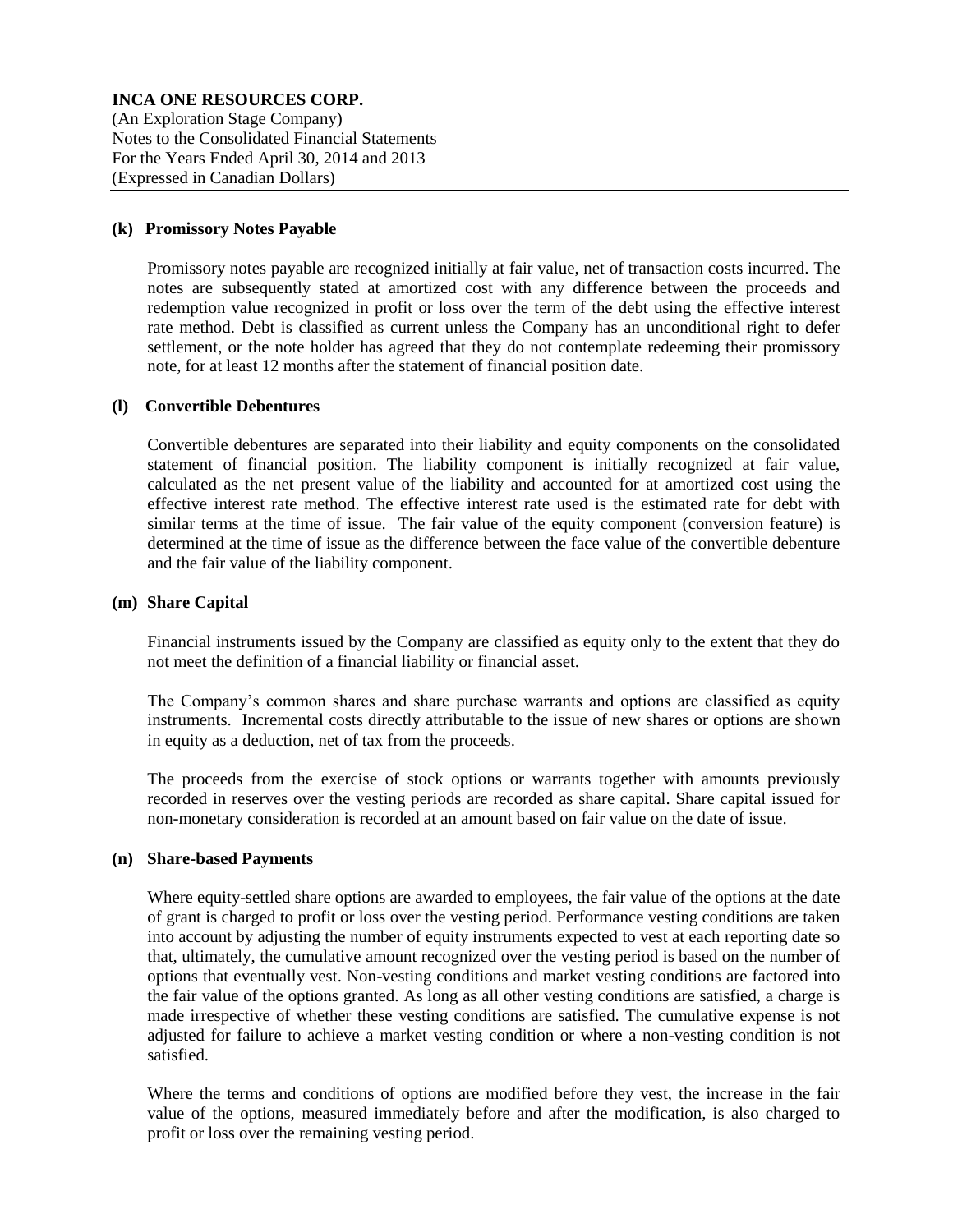#### (k) Promissory Notes Payable

Promissory notes payable are recognized initially at fair value, net of transaction costs incurred. The notes are subsequently stated at amortized cost with any difference between the proceeds and redemption value recognized in profit or loss over the term of the debt using the effective interest rate method. Debt is classified as current unless the Company has an unconditional right to defer settlement, or the note holder has agreed that they do not contemplate redeeming their promissory note, for at least 12 months after the statement of financial position date.

#### (l) Convertible Debentures

Convertible debentures are separated into their liability and equity components on the consolidated statement of financial position. The liability component is initially recognized at fair value, calculated as the net present value of the liability and accounted for at amortized cost using the effective interest rate method. The effective interest rate used is the estimated rate for debt with similar terms at the time of issue. The fair value of the equity component (conversion feature) is determined at the time of issue as the difference between the face value of the convertible debenture and the fair value of the liability component.

#### (m) Share Capital

Financial instruments issued by the Company are classified as equity only to the extent that they do not meet the definition of a financial liability or financial asset.

The Company's common shares and share purchase warrants and options are classified as equity instruments. Incremental costs directly attributable to the issue of new shares or options are shown in equity as a deduction, net of tax from the proceeds.

The proceeds from the exercise of stock options or warrants together with amounts previously recorded in reserves over the vesting periods are recorded as share capital. Share capital issued for non-monetary consideration is recorded at an amount based on fair value on the date of issue.

#### (n) Share-based Payments

Where equity-settled share options are awarded to employees, the fair value of the options at the date of grant is charged to profit or loss over the vesting period. Performance vesting conditions are taken into account by adjusting the number of equity instruments expected to vest at each reporting date so that, ultimately, the cumulative amount recognized over the vesting period is based on the number of options that eventually vest. Non-vesting conditions and market vesting conditions are factored into the fair value of the options granted. As long as all other vesting conditions are satisfied, a charge is made irrespective of whether these vesting conditions are satisfied. The cumulative expense is not adjusted for failure to achieve a market vesting condition or where a non-vesting condition is not satisfied.

Where the terms and conditions of options are modified before they vest, the increase in the fair value of the options, measured immediately before and after the modification, is also charged to profit or loss over the remaining vesting period.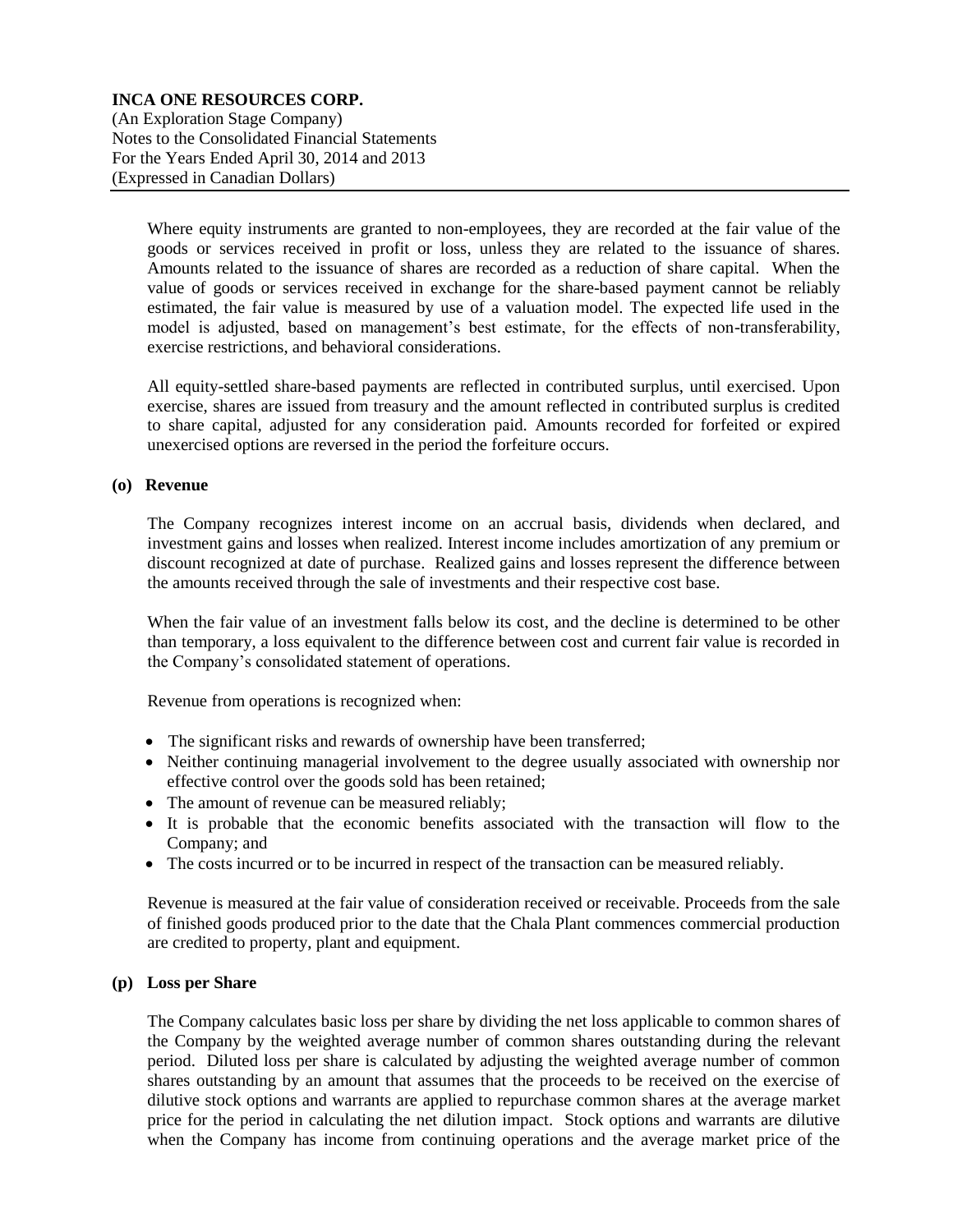Where equity instruments are granted to non-employees, they are recorded at the fair value of the goods or services received in profit or loss, unless they are related to the issuance of shares. Amounts related to the issuance of shares are recorded as a reduction of share capital. When the value of goods or services received in exchange for the share-based payment cannot be reliably estimated, the fair value is measured by use of a valuation model. The expected life used in the model is adjusted, based on management's best estimate, for the effects of non-transferability, exercise restrictions, and behavioral considerations.

All equity-settled share-based payments are reflected in contributed surplus, until exercised. Upon exercise, shares are issued from treasury and the amount reflected in contributed surplus is credited to share capital, adjusted for any consideration paid. Amounts recorded for forfeited or expired unexercised options are reversed in the period the forfeiture occurs.

**(o) Revenue**

The Company recognizes interest income on an accrual basis, dividends when declared, and investment gains and losses when realized. Interest income includes amortization of any premium or discount recognized at date of purchase. Realized gains and losses represent the difference between the amounts received through the sale of investments and their respective cost base.

When the fair value of an investment falls below its cost, and the decline is determined to be other than temporary, a loss equivalent to the difference between cost and current fair value is recorded in the Company's consolidated statement of operations.

Revenue from operations is recognized when:

- The significant risks and rewards of ownership have been transferred;
- Neither continuing managerial involvement to the degree usually associated with ownership nor effective control over the goods sold has been retained;
- The amount of revenue can be measured reliably;
- It is probable that the economic benefits associated with the transaction will flow to the Company; and
- The costs incurred or to be incurred in respect of the transaction can be measured reliably.

Revenue is measured at the fair value of consideration received or receivable. Proceeds from the sale of finished goods produced prior to the date that the Chala Plant commences commercial production are credited to property, plant and equipment.

**(p) Loss per Share**

The Company calculates basic loss per share by dividing the net loss applicable to common shares of the Company by the weighted average number of common shares outstanding during the relevant period. Diluted loss per share is calculated by adjusting the weighted average number of common shares outstanding by an amount that assumes that the proceeds to be received on the exercise of dilutive stock options and warrants are applied to repurchase common shares at the average market price for the period in calculating the net dilution impact. Stock options and warrants are dilutive when the Company has income from continuing operations and the average market price of the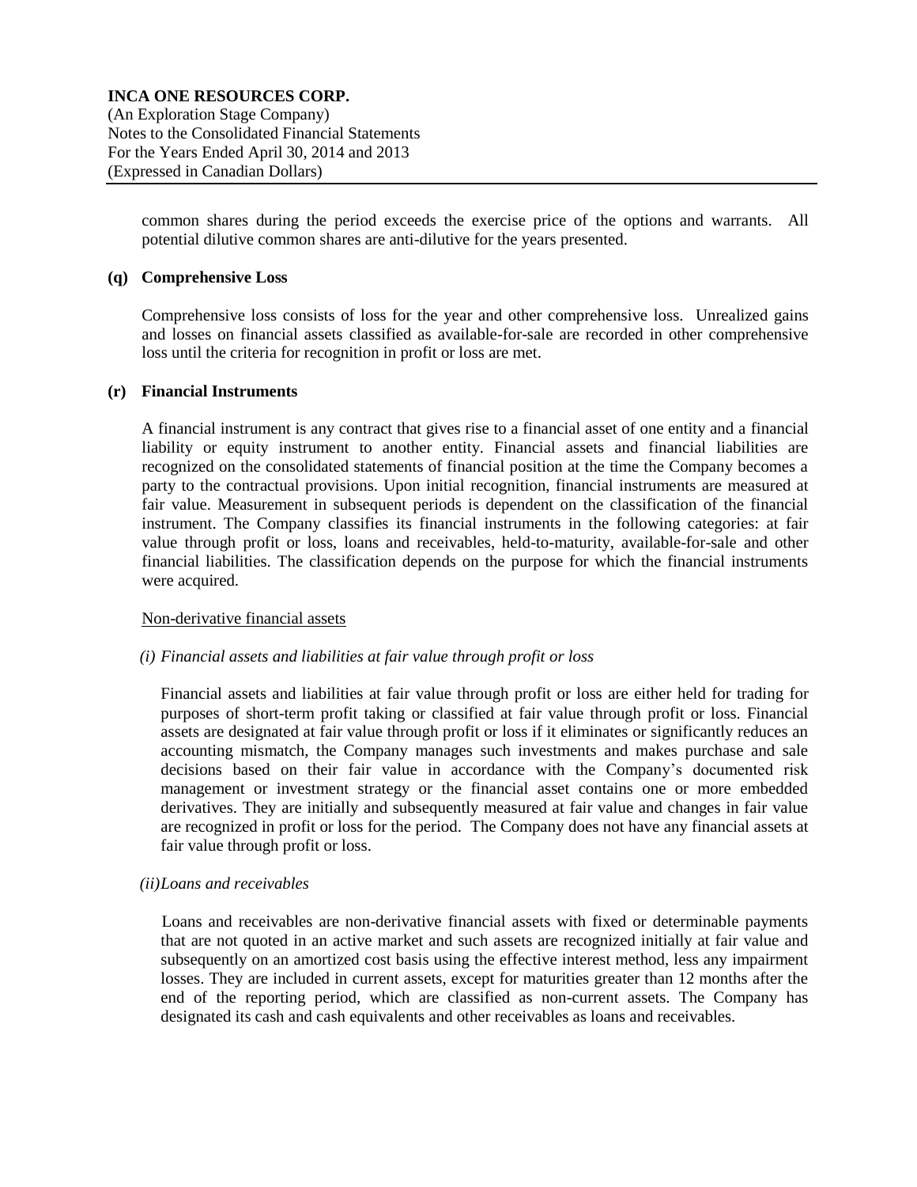common shares during the period exceeds the exercise price of the options and warrants. All potential dilutive common shares are anti-dilutive for the years presented.

**(q) Comprehensive Loss**

Comprehensive loss consists of loss for the year and other comprehensive loss. Unrealized gains and losses on financial assets classified as available-for-sale are recorded in other comprehensive loss until the criteria for recognition in profit or loss are met.

**(r) Financial Instruments**

A financial instrument is any contract that gives rise to a financial asset of one entity and a financial liability or equity instrument to another entity. Financial assets and financial liabilities are recognized on the consolidated statements of financial position at the time the Company becomes a party to the contractual provisions. Upon initial recognition, financial instruments are measured at fair value. Measurement in subsequent periods is dependent on the classification of the financial instrument. The Company classifies its financial instruments in the following categories: at fair value through profit or loss, loans and receivables, held-to-maturity, available-for-sale and other financial liabilities. The classification depends on the purpose for which the financial instruments were acquired.

Non-derivative financial assets

*(i) Financial assets and liabilities at fair value through profit or loss*

Financial assets and liabilities at fair value through profit or loss are either held for trading for purposes of short-term profit taking or classified at fair value through profit or loss. Financial assets are designated at fair value through profit or loss if it eliminates or significantly reduces an accounting mismatch, the Company manages such investments and makes purchase and sale decisions based on their fair value in accordance with the Company's documented risk management or investment strategy or the financial asset contains one or more embedded derivatives. They are initially and subsequently measured at fair value and changes in fair value are recognized in profit or loss for the period. The Company does not have any financial assets at fair value through profit or loss.

*(ii)Loans and receivables*

Loans and receivables are non-derivative financial assets with fixed or determinable payments that are not quoted in an active market and such assets are recognized initially at fair value and subsequently on an amortized cost basis using the effective interest method, less any impairment losses. They are included in current assets, except for maturities greater than 12 months after the end of the reporting period, which are classified as non-current assets. The Company has designated its cash and cash equivalents and other receivables as loans and receivables.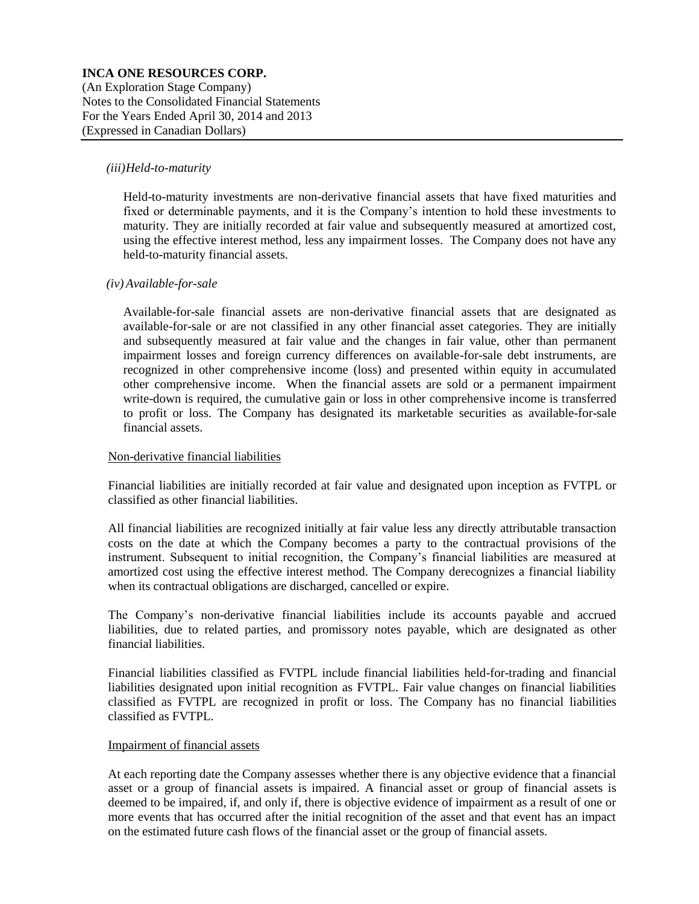*(iii) Held-to-maturity*

Held-to-maturity investments are non-derivative financial assets that have fixed maturities and fixed or determinable payments, and it is the Company's intention to hold these investments to maturity. They are initially recorded at fair value and subsequently measured at amortized cost, using the effective interest method, less any impairment losses. The Company does not have any held-to-maturity financial assets.

*(iv) Available-for-sale*

Available-for-sale financial assets are non-derivative financial assets that are designated as available-for-sale or are not classified in any other financial asset categories. They are initially and subsequently measured at fair value and the changes in fair value, other than permanent impairment losses and foreign currency differences on available-for-sale debt instruments, are recognized in other comprehensive income (loss) and presented within equity in accumulated other comprehensive income. When the financial assets are sold or a permanent impairment write-down is required, the cumulative gain or loss in other comprehensive income is transferred to profit or loss. The Company has designated its marketable securities as available-for-sale financial assets.

Non-derivative financial liabilities

Financial liabilities are initially recorded at fair value and designated upon inception as FVTPL or classified as other financial liabilities.

All financial liabilities are recognized initially at fair value less any directly attributable transaction costs on the date at which the Company becomes a party to the contractual provisions of the instrument. Subsequent to initial recognition, the Company's financial liabilities are measured at amortized cost using the effective interest method. The Company derecognizes a financial liability when its contractual obligations are discharged, cancelled or expire.

The Company's non-derivative financial liabilities include its accounts payable and accrued liabilities, due to related parties, and promissory notes payable, which are designated as other financial liabilities.

Financial liabilities classified as FVTPL include financial liabilities held-for-trading and financial liabilities designated upon initial recognition as FVTPL. Fair value changes on financial liabilities classified as FVTPL are recognized in profit or loss. The Company has no financial liabilities classified as FVTPL.

Impairment of financial assets

At each reporting date the Company assesses whether there is any objective evidence that a financial asset or a group of financial assets is impaired. A financial asset or group of financial assets is deemed to be impaired, if, and only if, there is objective evidence of impairment as a result of one or more events that has occurred after the initial recognition of the asset and that event has an impact on the estimated future cash flows of the financial asset or the group of financial assets.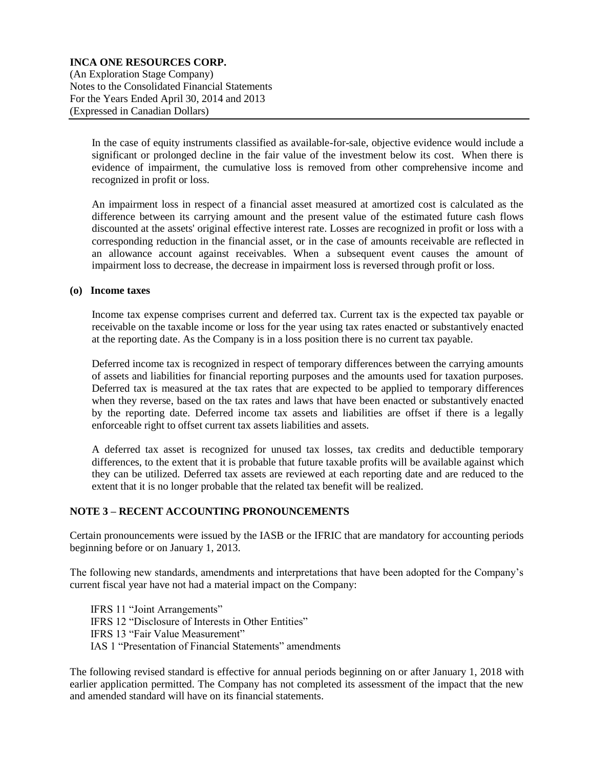In the case of equity instruments classified as available-for-sale, objective evidence would include a significant or prolonged decline in the fair value of the investment below its cost. When there is evidence of impairment, the cumulative loss is removed from other comprehensive income and recognized in profit or loss.

An impairment loss in respect of a financial asset measured at amortized cost is calculated as the difference between its carrying amount and the present value of the estimated future cash flows discounted at the assets' original effective interest rate. Losses are recognized in profit or loss with a corresponding reduction in the financial asset, or in the case of amounts receivable are reflected in an allowance account against receivables. When a subsequent event causes the amount of impairment loss to decrease, the decrease in impairment loss is reversed through profit or loss.

**(o) Income taxes**

Income tax expense comprises current and deferred tax. Current tax is the expected tax payable or receivable on the taxable income or loss for the year using tax rates enacted or substantively enacted at the reporting date. As the Company is in a loss position there is no current tax payable.

Deferred income tax is recognized in respect of temporary differences between the carrying amounts of assets and liabilities for financial reporting purposes and the amounts used for taxation purposes. Deferred tax is measured at the tax rates that are expected to be applied to temporary differences when they reverse, based on the tax rates and laws that have been enacted or substantively enacted by the reporting date. Deferred income tax assets and liabilities are offset if there is a legally enforceable right to offset current tax assets liabilities and assets.

A deferred tax asset is recognized for unused tax losses, tax credits and deductible temporary differences, to the extent that it is probable that future taxable profits will be available against which they can be utilized. Deferred tax assets are reviewed at each reporting date and are reduced to the extent that it is no longer probable that the related tax benefit will be realized.

## NOTE 3 – RECENT ACCOUNTING PRONOUNCEMENTS

Certain pronouncements were issued by the IASB or the IFRIC that are mandatory for accounting periods beginning before or on January 1, 2013.

The following new standards, amendments and interpretations that have been adopted for the Company's current fiscal year have not had a material impact on the Company:

IFRS 11 "Joint Arrangements"
IFRS 12 "Disclosure of Interests in Other Entities"
IFRS 13 "Fair Value Measurement"
IAS 1 "Presentation of Financial Statements" amendments

The following revised standard is effective for annual periods beginning on or after January 1, 2018 with earlier application permitted. The Company has not completed its assessment of the impact that the new and amended standard will have on its financial statements.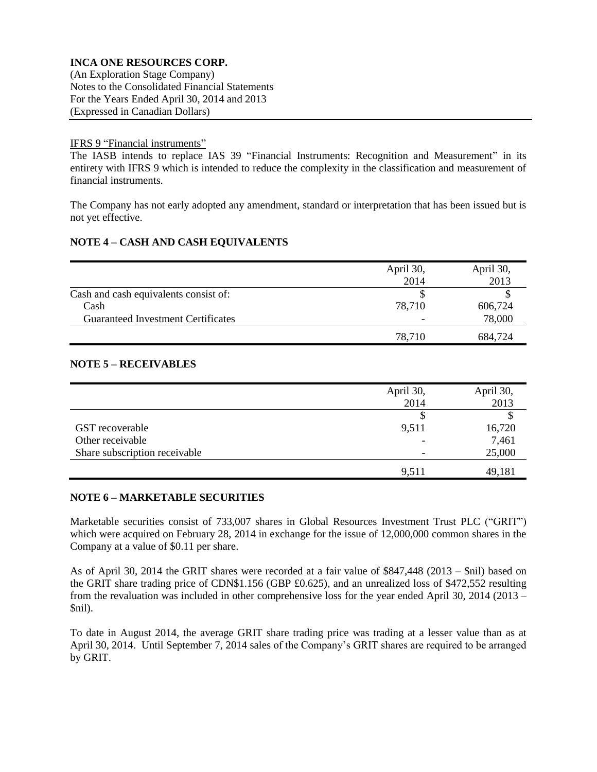IFRS 9 "Financial instruments"

The IASB intends to replace IAS 39 "Financial Instruments: Recognition and Measurement" in its entirety with IFRS 9 which is intended to reduce the complexity in the classification and measurement of financial instruments.

The Company has not early adopted any amendment, standard or interpretation that has been issued but is not yet effective.

## NOTE 4 – CASH AND CASH EQUIVALENTS

| | April 30, 2014 | April 30, 2013 |
|---|---|---|
| Cash and cash equivalents consist of: | $ | $ |
| Cash | 78,710 | 606,724 |
| Guaranteed Investment Certificates | - | 78,000 |
| | 78,710 | 684,724 |

## NOTE 5 – RECEIVABLES

| | April 30, 2014 | April 30, 2013 |
|---|---|---|
| | $ | $ |
| GST recoverable | 9,511 | 16,720 |
| Other receivable | - | 7,461 |
| Share subscription receivable | - | 25,000 |
| | 9,511 | 49,181 |

## NOTE 6 – MARKETABLE SECURITIES

Marketable securities consist of 733,007 shares in Global Resources Investment Trust PLC ("GRIT") which were acquired on February 28, 2014 in exchange for the issue of 12,000,000 common shares in the Company at a value of $0.11 per share.

As of April 30, 2014 the GRIT shares were recorded at a fair value of $847,448 (2013 – $nil) based on the GRIT share trading price of CDN$1.156 (GBP £0.625), and an unrealized loss of $472,552 resulting from the revaluation was included in other comprehensive loss for the year ended April 30, 2014 (2013 – $nil).

To date in August 2014, the average GRIT share trading price was trading at a lesser value than as at April 30, 2014. Until September 7, 2014 sales of the Company's GRIT shares are required to be arranged by GRIT.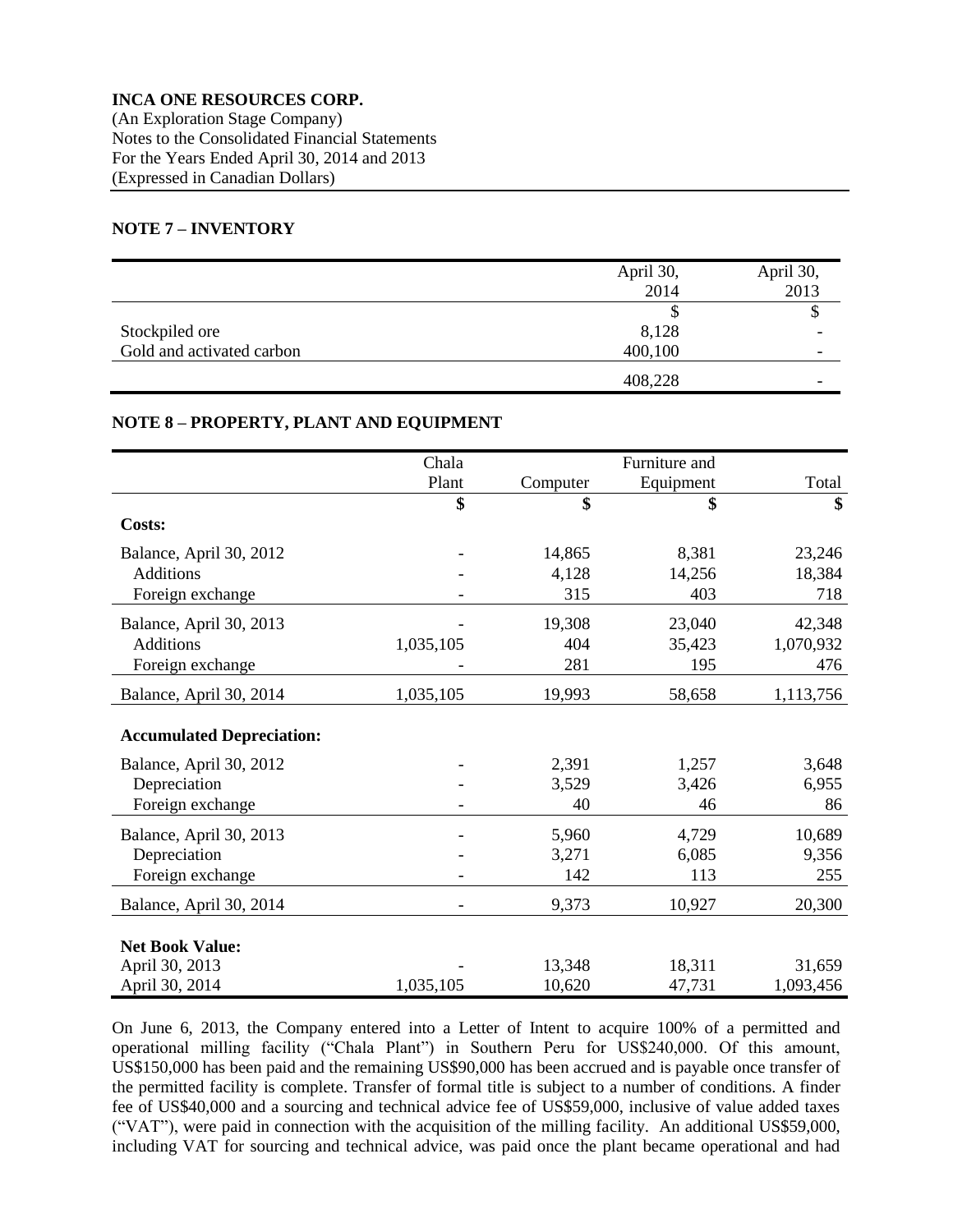**INCA ONE RESOURCES CORP.**
(An Exploration Stage Company)
Notes to the Consolidated Financial Statements
For the Years Ended April 30, 2014 and 2013
(Expressed in Canadian Dollars)

## NOTE 7 – INVENTORY

| | April 30, 2014 | April 30, 2013 |
|---|---|---|
| | $ | $ |
| Stockpiled ore | 8,128 | - |
| Gold and activated carbon | 400,100 | - |
| | 408,228 | - |

## NOTE 8 – PROPERTY, PLANT AND EQUIPMENT

| | Chala Plant | Computer | Furniture and Equipment | Total |
|---|---|---|---|---|
| | **$** | **$** | **$** | **$** |
| **Costs:** | | | | |
| Balance, April 30, 2012 | - | 14,865 | 8,381 | 23,246 |
| Additions | - | 4,128 | 14,256 | 18,384 |
| Foreign exchange | - | 315 | 403 | 718 |
| Balance, April 30, 2013 | - | 19,308 | 23,040 | 42,348 |
| Additions | 1,035,105 | 404 | 35,423 | 1,070,932 |
| Foreign exchange | - | 281 | 195 | 476 |
| Balance, April 30, 2014 | 1,035,105 | 19,993 | 58,658 | 1,113,756 |
| **Accumulated Depreciation:** | | | | |
| Balance, April 30, 2012 | - | 2,391 | 1,257 | 3,648 |
| Depreciation | - | 3,529 | 3,426 | 6,955 |
| Foreign exchange | - | 40 | 46 | 86 |
| Balance, April 30, 2013 | - | 5,960 | 4,729 | 10,689 |
| Depreciation | - | 3,271 | 6,085 | 9,356 |
| Foreign exchange | - | 142 | 113 | 255 |
| Balance, April 30, 2014 | - | 9,373 | 10,927 | 20,300 |
| **Net Book Value:** | | | | |
| April 30, 2013 | - | 13,348 | 18,311 | 31,659 |
| April 30, 2014 | 1,035,105 | 10,620 | 47,731 | 1,093,456 |

On June 6, 2013, the Company entered into a Letter of Intent to acquire 100% of a permitted and operational milling facility ("Chala Plant") in Southern Peru for US$240,000. Of this amount, US$150,000 has been paid and the remaining US$90,000 has been accrued and is payable once transfer of the permitted facility is complete. Transfer of formal title is subject to a number of conditions. A finder fee of US$40,000 and a sourcing and technical advice fee of US$59,000, inclusive of value added taxes ("VAT"), were paid in connection with the acquisition of the milling facility. An additional US$59,000, including VAT for sourcing and technical advice, was paid once the plant became operational and had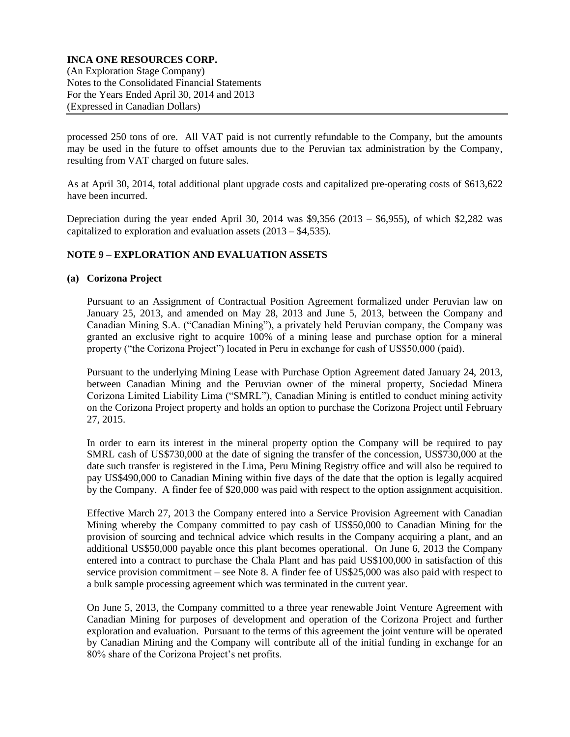processed 250 tons of ore. All VAT paid is not currently refundable to the Company, but the amounts may be used in the future to offset amounts due to the Peruvian tax administration by the Company, resulting from VAT charged on future sales.

As at April 30, 2014, total additional plant upgrade costs and capitalized pre-operating costs of $613,622 have been incurred.

Depreciation during the year ended April 30, 2014 was $9,356 (2013 – $6,955), of which $2,282 was capitalized to exploration and evaluation assets (2013 – $4,535).

## NOTE 9 – EXPLORATION AND EVALUATION ASSETS

### (a) Corizona Project

Pursuant to an Assignment of Contractual Position Agreement formalized under Peruvian law on January 25, 2013, and amended on May 28, 2013 and June 5, 2013, between the Company and Canadian Mining S.A. ("Canadian Mining"), a privately held Peruvian company, the Company was granted an exclusive right to acquire 100% of a mining lease and purchase option for a mineral property ("the Corizona Project") located in Peru in exchange for cash of US$50,000 (paid).

Pursuant to the underlying Mining Lease with Purchase Option Agreement dated January 24, 2013, between Canadian Mining and the Peruvian owner of the mineral property, Sociedad Minera Corizona Limited Liability Lima ("SMRL"), Canadian Mining is entitled to conduct mining activity on the Corizona Project property and holds an option to purchase the Corizona Project until February 27, 2015.

In order to earn its interest in the mineral property option the Company will be required to pay SMRL cash of US$730,000 at the date of signing the transfer of the concession, US$730,000 at the date such transfer is registered in the Lima, Peru Mining Registry office and will also be required to pay US$490,000 to Canadian Mining within five days of the date that the option is legally acquired by the Company. A finder fee of $20,000 was paid with respect to the option assignment acquisition.

Effective March 27, 2013 the Company entered into a Service Provision Agreement with Canadian Mining whereby the Company committed to pay cash of US$50,000 to Canadian Mining for the provision of sourcing and technical advice which results in the Company acquiring a plant, and an additional US$50,000 payable once this plant becomes operational. On June 6, 2013 the Company entered into a contract to purchase the Chala Plant and has paid US$100,000 in satisfaction of this service provision commitment – see Note 8. A finder fee of US$25,000 was also paid with respect to a bulk sample processing agreement which was terminated in the current year.

On June 5, 2013, the Company committed to a three year renewable Joint Venture Agreement with Canadian Mining for purposes of development and operation of the Corizona Project and further exploration and evaluation. Pursuant to the terms of this agreement the joint venture will be operated by Canadian Mining and the Company will contribute all of the initial funding in exchange for an 80% share of the Corizona Project's net profits.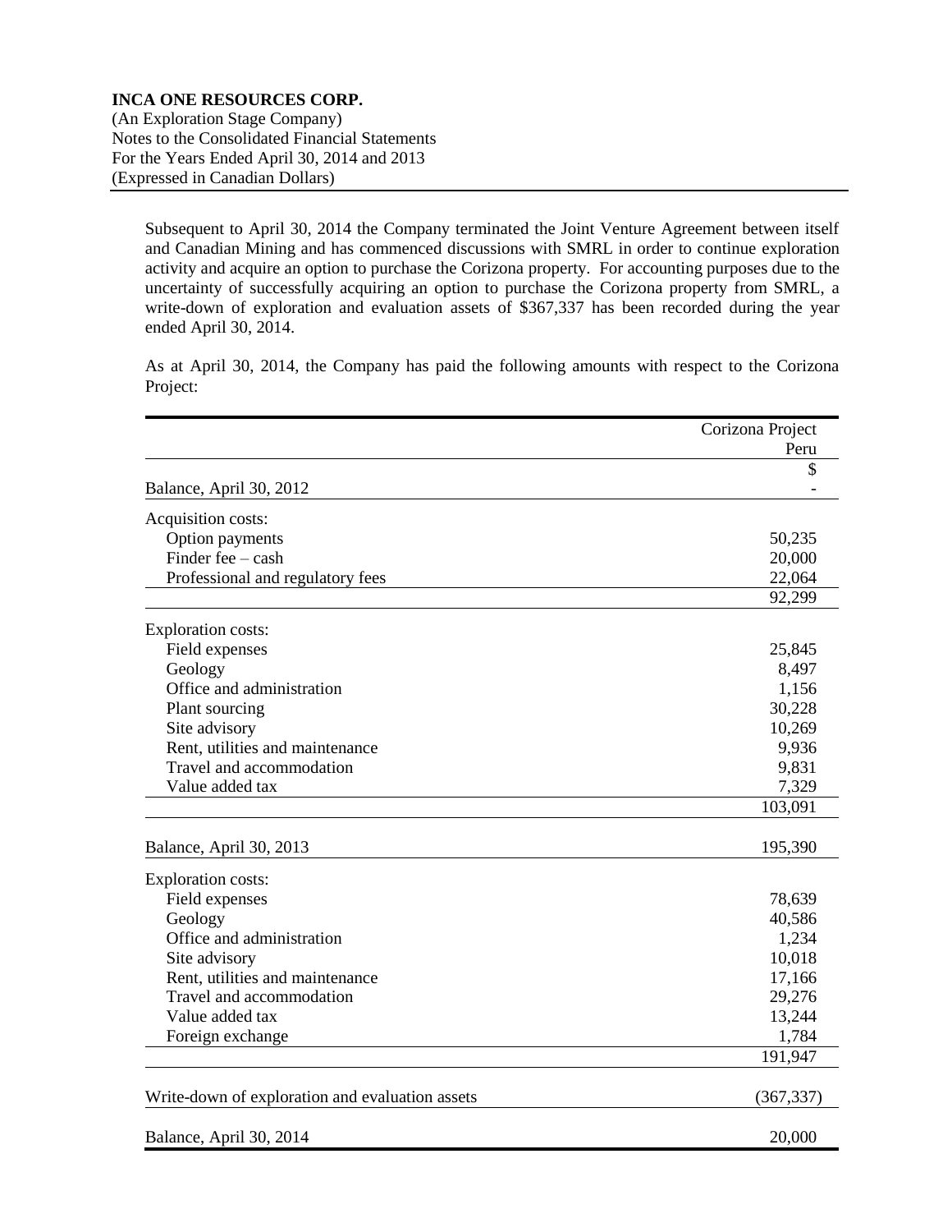Subsequent to April 30, 2014 the Company terminated the Joint Venture Agreement between itself and Canadian Mining and has commenced discussions with SMRL in order to continue exploration activity and acquire an option to purchase the Corizona property. For accounting purposes due to the uncertainty of successfully acquiring an option to purchase the Corizona property from SMRL, a write-down of exploration and evaluation assets of $367,337 has been recorded during the year ended April 30, 2014.

As at April 30, 2014, the Company has paid the following amounts with respect to the Corizona Project:

| | Corizona Project Peru |
|---|---|
| | $ |
| Balance, April 30, 2012 | - |
| Acquisition costs: | |
| Option payments | 50,235 |
| Finder fee – cash | 20,000 |
| Professional and regulatory fees | 22,064 |
| | 92,299 |
| Exploration costs: | |
| Field expenses | 25,845 |
| Geology | 8,497 |
| Office and administration | 1,156 |
| Plant sourcing | 30,228 |
| Site advisory | 10,269 |
| Rent, utilities and maintenance | 9,936 |
| Travel and accommodation | 9,831 |
| Value added tax | 7,329 |
| | 103,091 |
| Balance, April 30, 2013 | 195,390 |
| Exploration costs: | |
| Field expenses | 78,639 |
| Geology | 40,586 |
| Office and administration | 1,234 |
| Site advisory | 10,018 |
| Rent, utilities and maintenance | 17,166 |
| Travel and accommodation | 29,276 |
| Value added tax | 13,244 |
| Foreign exchange | 1,784 |
| | 191,947 |
| Write-down of exploration and evaluation assets | (367,337) |
| Balance, April 30, 2014 | 20,000 |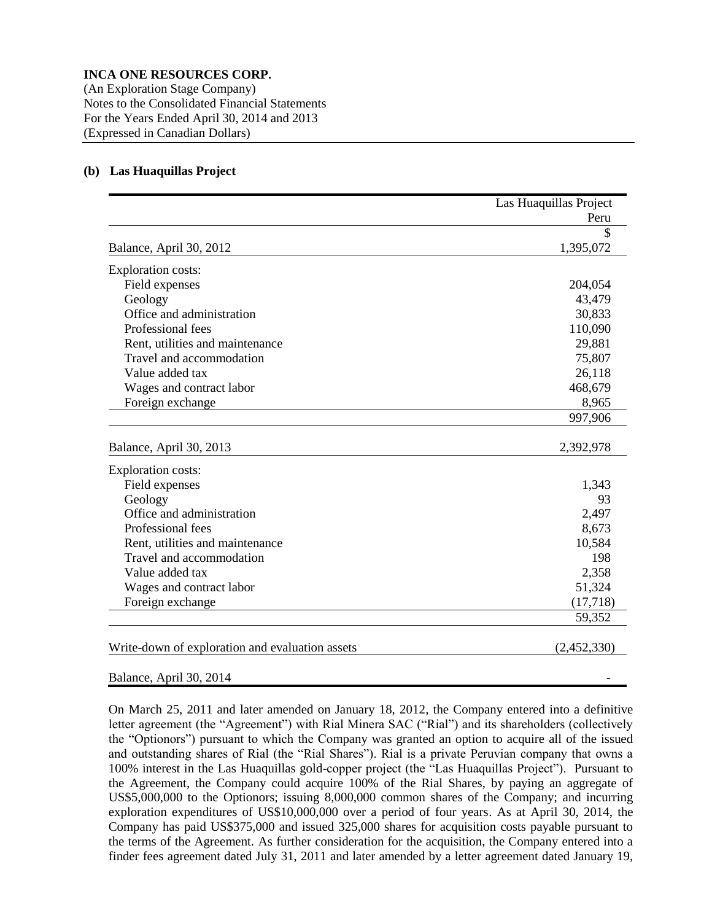**INCA ONE RESOURCES CORP.**
(An Exploration Stage Company)
Notes to the Consolidated Financial Statements
For the Years Ended April 30, 2014 and 2013
(Expressed in Canadian Dollars)

### (b) Las Huaquillas Project

| | Las Huaquillas Project Peru |
|---|---|
| | $ |
| Balance, April 30, 2012 | 1,395,072 |
| Exploration costs: | |
| Field expenses | 204,054 |
| Geology | 43,479 |
| Office and administration | 30,833 |
| Professional fees | 110,090 |
| Rent, utilities and maintenance | 29,881 |
| Travel and accommodation | 75,807 |
| Value added tax | 26,118 |
| Wages and contract labor | 468,679 |
| Foreign exchange | 8,965 |
| | 997,906 |
| Balance, April 30, 2013 | 2,392,978 |
| Exploration costs: | |
| Field expenses | 1,343 |
| Geology | 93 |
| Office and administration | 2,497 |
| Professional fees | 8,673 |
| Rent, utilities and maintenance | 10,584 |
| Travel and accommodation | 198 |
| Value added tax | 2,358 |
| Wages and contract labor | 51,324 |
| Foreign exchange | (17,718) |
| | 59,352 |
| Write-down of exploration and evaluation assets | (2,452,330) |
| Balance, April 30, 2014 | - |

On March 25, 2011 and later amended on January 18, 2012, the Company entered into a definitive letter agreement (the "Agreement") with Rial Minera SAC ("Rial") and its shareholders (collectively the "Optionors") pursuant to which the Company was granted an option to acquire all of the issued and outstanding shares of Rial (the "Rial Shares"). Rial is a private Peruvian company that owns a 100% interest in the Las Huaquillas gold-copper project (the "Las Huaquillas Project"). Pursuant to the Agreement, the Company could acquire 100% of the Rial Shares, by paying an aggregate of US$5,000,000 to the Optionors; issuing 8,000,000 common shares of the Company; and incurring exploration expenditures of US$10,000,000 over a period of four years. As at April 30, 2014, the Company has paid US$375,000 and issued 325,000 shares for acquisition costs payable pursuant to the terms of the Agreement. As further consideration for the acquisition, the Company entered into a finder fees agreement dated July 31, 2011 and later amended by a letter agreement dated January 19,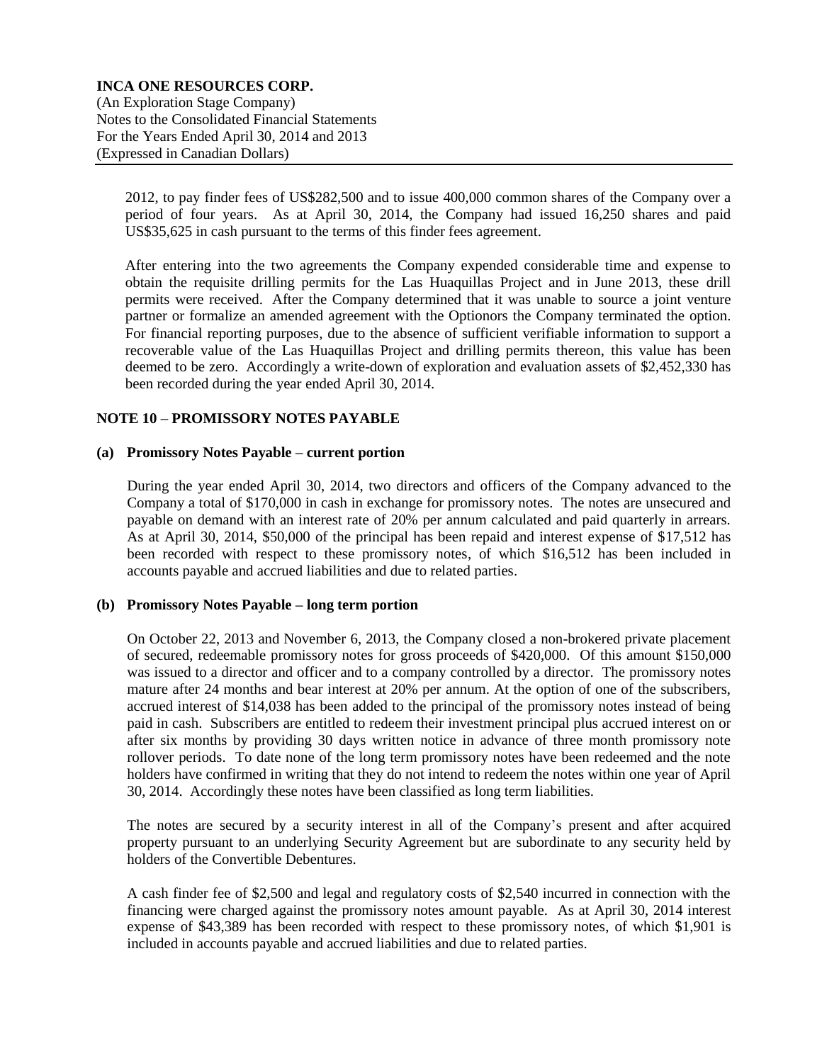2012, to pay finder fees of US$282,500 and to issue 400,000 common shares of the Company over a period of four years. As at April 30, 2014, the Company had issued 16,250 shares and paid US$35,625 in cash pursuant to the terms of this finder fees agreement.

After entering into the two agreements the Company expended considerable time and expense to obtain the requisite drilling permits for the Las Huaquillas Project and in June 2013, these drill permits were received. After the Company determined that it was unable to source a joint venture partner or formalize an amended agreement with the Optionors the Company terminated the option. For financial reporting purposes, due to the absence of sufficient verifiable information to support a recoverable value of the Las Huaquillas Project and drilling permits thereon, this value has been deemed to be zero. Accordingly a write-down of exploration and evaluation assets of $2,452,330 has been recorded during the year ended April 30, 2014.

## NOTE 10 – PROMISSORY NOTES PAYABLE

### (a) Promissory Notes Payable – current portion

During the year ended April 30, 2014, two directors and officers of the Company advanced to the Company a total of $170,000 in cash in exchange for promissory notes. The notes are unsecured and payable on demand with an interest rate of 20% per annum calculated and paid quarterly in arrears. As at April 30, 2014, $50,000 of the principal has been repaid and interest expense of $17,512 has been recorded with respect to these promissory notes, of which $16,512 has been included in accounts payable and accrued liabilities and due to related parties.

### (b) Promissory Notes Payable – long term portion

On October 22, 2013 and November 6, 2013, the Company closed a non-brokered private placement of secured, redeemable promissory notes for gross proceeds of $420,000. Of this amount $150,000 was issued to a director and officer and to a company controlled by a director. The promissory notes mature after 24 months and bear interest at 20% per annum. At the option of one of the subscribers, accrued interest of $14,038 has been added to the principal of the promissory notes instead of being paid in cash. Subscribers are entitled to redeem their investment principal plus accrued interest on or after six months by providing 30 days written notice in advance of three month promissory note rollover periods. To date none of the long term promissory notes have been redeemed and the note holders have confirmed in writing that they do not intend to redeem the notes within one year of April 30, 2014. Accordingly these notes have been classified as long term liabilities.

The notes are secured by a security interest in all of the Company's present and after acquired property pursuant to an underlying Security Agreement but are subordinate to any security held by holders of the Convertible Debentures.

A cash finder fee of $2,500 and legal and regulatory costs of $2,540 incurred in connection with the financing were charged against the promissory notes amount payable. As at April 30, 2014 interest expense of $43,389 has been recorded with respect to these promissory notes, of which $1,901 is included in accounts payable and accrued liabilities and due to related parties.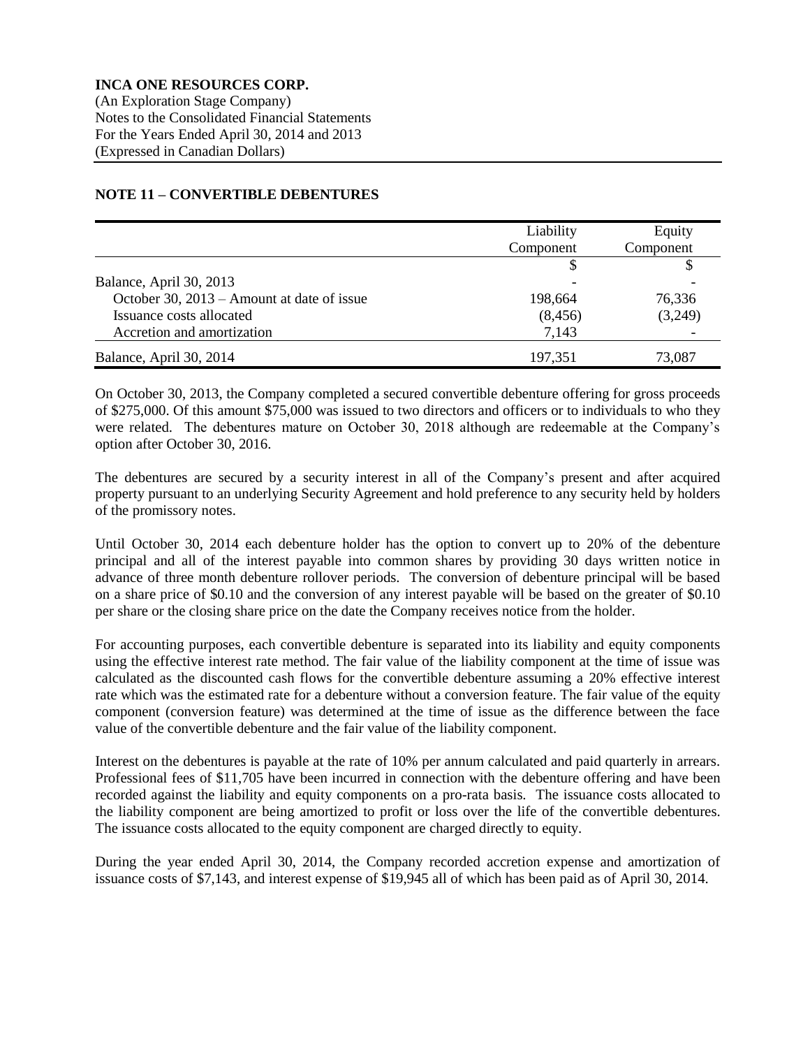## NOTE 11 – CONVERTIBLE DEBENTURES

| | Liability Component | Equity Component |
|---|---|---|
| | $ | $ |
| Balance, April 30, 2013 | - | - |
| October 30, 2013 – Amount at date of issue | 198,664 | 76,336 |
| Issuance costs allocated | (8,456) | (3,249) |
| Accretion and amortization | 7,143 | - |
| Balance, April 30, 2014 | 197,351 | 73,087 |

On October 30, 2013, the Company completed a secured convertible debenture offering for gross proceeds of $275,000. Of this amount $75,000 was issued to two directors and officers or to individuals to who they were related. The debentures mature on October 30, 2018 although are redeemable at the Company's option after October 30, 2016.

The debentures are secured by a security interest in all of the Company's present and after acquired property pursuant to an underlying Security Agreement and hold preference to any security held by holders of the promissory notes.

Until October 30, 2014 each debenture holder has the option to convert up to 20% of the debenture principal and all of the interest payable into common shares by providing 30 days written notice in advance of three month debenture rollover periods. The conversion of debenture principal will be based on a share price of $0.10 and the conversion of any interest payable will be based on the greater of $0.10 per share or the closing share price on the date the Company receives notice from the holder.

For accounting purposes, each convertible debenture is separated into its liability and equity components using the effective interest rate method. The fair value of the liability component at the time of issue was calculated as the discounted cash flows for the convertible debenture assuming a 20% effective interest rate which was the estimated rate for a debenture without a conversion feature. The fair value of the equity component (conversion feature) was determined at the time of issue as the difference between the face value of the convertible debenture and the fair value of the liability component.

Interest on the debentures is payable at the rate of 10% per annum calculated and paid quarterly in arrears. Professional fees of $11,705 have been incurred in connection with the debenture offering and have been recorded against the liability and equity components on a pro-rata basis. The issuance costs allocated to the liability component are being amortized to profit or loss over the life of the convertible debentures. The issuance costs allocated to the equity component are charged directly to equity.

During the year ended April 30, 2014, the Company recorded accretion expense and amortization of issuance costs of $7,143, and interest expense of $19,945 all of which has been paid as of April 30, 2014.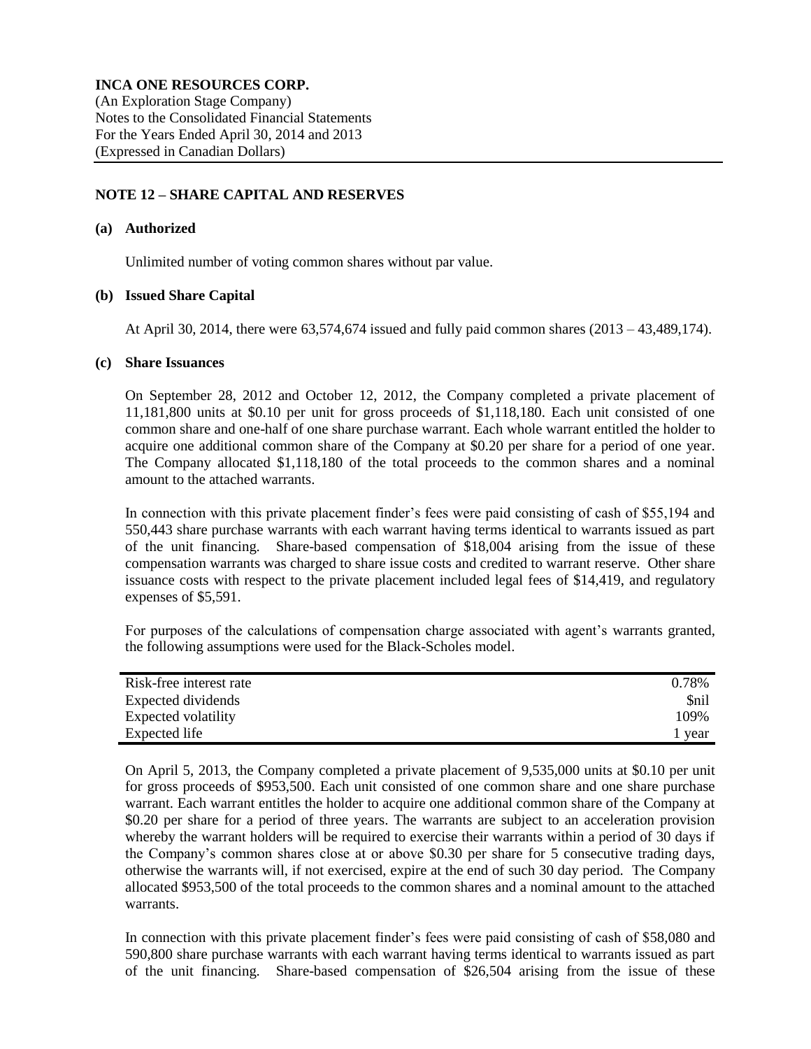**INCA ONE RESOURCES CORP.**
(An Exploration Stage Company)
Notes to the Consolidated Financial Statements
For the Years Ended April 30, 2014 and 2013
(Expressed in Canadian Dollars)

## NOTE 12 – SHARE CAPITAL AND RESERVES

### (a) Authorized

Unlimited number of voting common shares without par value.

### (b) Issued Share Capital

At April 30, 2014, there were 63,574,674 issued and fully paid common shares (2013 – 43,489,174).

### (c) Share Issuances

On September 28, 2012 and October 12, 2012, the Company completed a private placement of 11,181,800 units at $0.10 per unit for gross proceeds of $1,118,180. Each unit consisted of one common share and one-half of one share purchase warrant. Each whole warrant entitled the holder to acquire one additional common share of the Company at $0.20 per share for a period of one year. The Company allocated $1,118,180 of the total proceeds to the common shares and a nominal amount to the attached warrants.

In connection with this private placement finder's fees were paid consisting of cash of $55,194 and 550,443 share purchase warrants with each warrant having terms identical to warrants issued as part of the unit financing. Share-based compensation of $18,004 arising from the issue of these compensation warrants was charged to share issue costs and credited to warrant reserve. Other share issuance costs with respect to the private placement included legal fees of $14,419, and regulatory expenses of $5,591.

For purposes of the calculations of compensation charge associated with agent's warrants granted, the following assumptions were used for the Black-Scholes model.

| | |
|---|---|
| Risk-free interest rate | 0.78% |
| Expected dividends | $nil |
| Expected volatility | 109% |
| Expected life | 1 year |

On April 5, 2013, the Company completed a private placement of 9,535,000 units at $0.10 per unit for gross proceeds of $953,500. Each unit consisted of one common share and one share purchase warrant. Each warrant entitles the holder to acquire one additional common share of the Company at $0.20 per share for a period of three years. The warrants are subject to an acceleration provision whereby the warrant holders will be required to exercise their warrants within a period of 30 days if the Company's common shares close at or above $0.30 per share for 5 consecutive trading days, otherwise the warrants will, if not exercised, expire at the end of such 30 day period. The Company allocated $953,500 of the total proceeds to the common shares and a nominal amount to the attached warrants.

In connection with this private placement finder's fees were paid consisting of cash of $58,080 and 590,800 share purchase warrants with each warrant having terms identical to warrants issued as part of the unit financing. Share-based compensation of $26,504 arising from the issue of these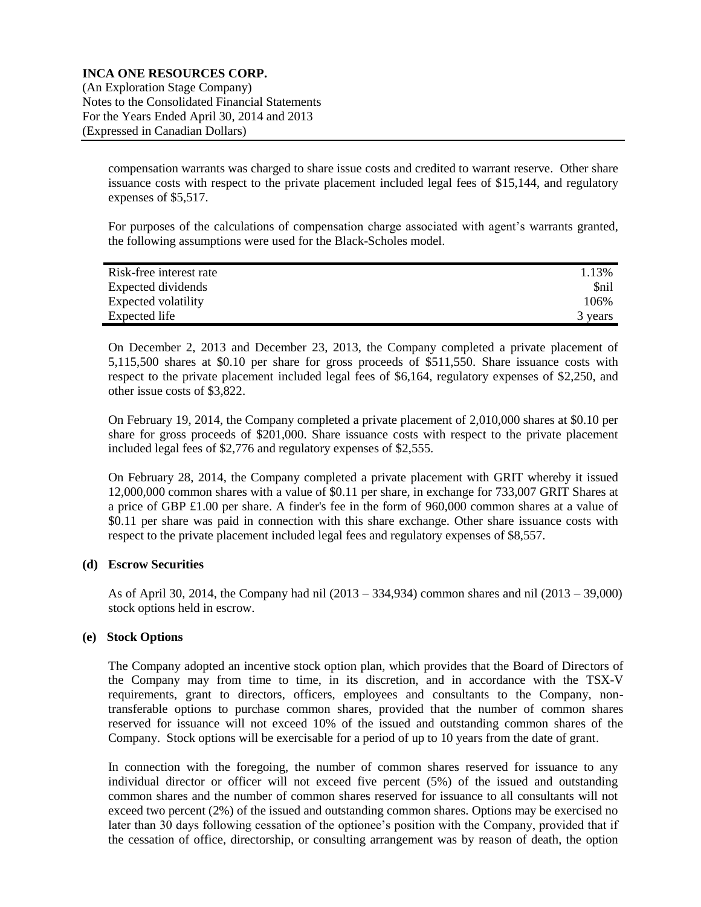compensation warrants was charged to share issue costs and credited to warrant reserve. Other share issuance costs with respect to the private placement included legal fees of $15,144, and regulatory expenses of $5,517.

For purposes of the calculations of compensation charge associated with agent's warrants granted, the following assumptions were used for the Black-Scholes model.

| | |
|---|---|
| Risk-free interest rate | 1.13% |
| Expected dividends | $nil |
| Expected volatility | 106% |
| Expected life | 3 years |

On December 2, 2013 and December 23, 2013, the Company completed a private placement of 5,115,500 shares at $0.10 per share for gross proceeds of $511,550. Share issuance costs with respect to the private placement included legal fees of $6,164, regulatory expenses of $2,250, and other issue costs of $3,822.

On February 19, 2014, the Company completed a private placement of 2,010,000 shares at $0.10 per share for gross proceeds of $201,000. Share issuance costs with respect to the private placement included legal fees of $2,776 and regulatory expenses of $2,555.

On February 28, 2014, the Company completed a private placement with GRIT whereby it issued 12,000,000 common shares with a value of $0.11 per share, in exchange for 733,007 GRIT Shares at a price of GBP £1.00 per share. A finder's fee in the form of 960,000 common shares at a value of $0.11 per share was paid in connection with this share exchange. Other share issuance costs with respect to the private placement included legal fees and regulatory expenses of $8,557.

### (d) Escrow Securities

As of April 30, 2014, the Company had nil (2013 – 334,934) common shares and nil (2013 – 39,000) stock options held in escrow.

### (e) Stock Options

The Company adopted an incentive stock option plan, which provides that the Board of Directors of the Company may from time to time, in its discretion, and in accordance with the TSX-V requirements, grant to directors, officers, employees and consultants to the Company, non-transferable options to purchase common shares, provided that the number of common shares reserved for issuance will not exceed 10% of the issued and outstanding common shares of the Company. Stock options will be exercisable for a period of up to 10 years from the date of grant.

In connection with the foregoing, the number of common shares reserved for issuance to any individual director or officer will not exceed five percent (5%) of the issued and outstanding common shares and the number of common shares reserved for issuance to all consultants will not exceed two percent (2%) of the issued and outstanding common shares. Options may be exercised no later than 30 days following cessation of the optionee's position with the Company, provided that if the cessation of office, directorship, or consulting arrangement was by reason of death, the option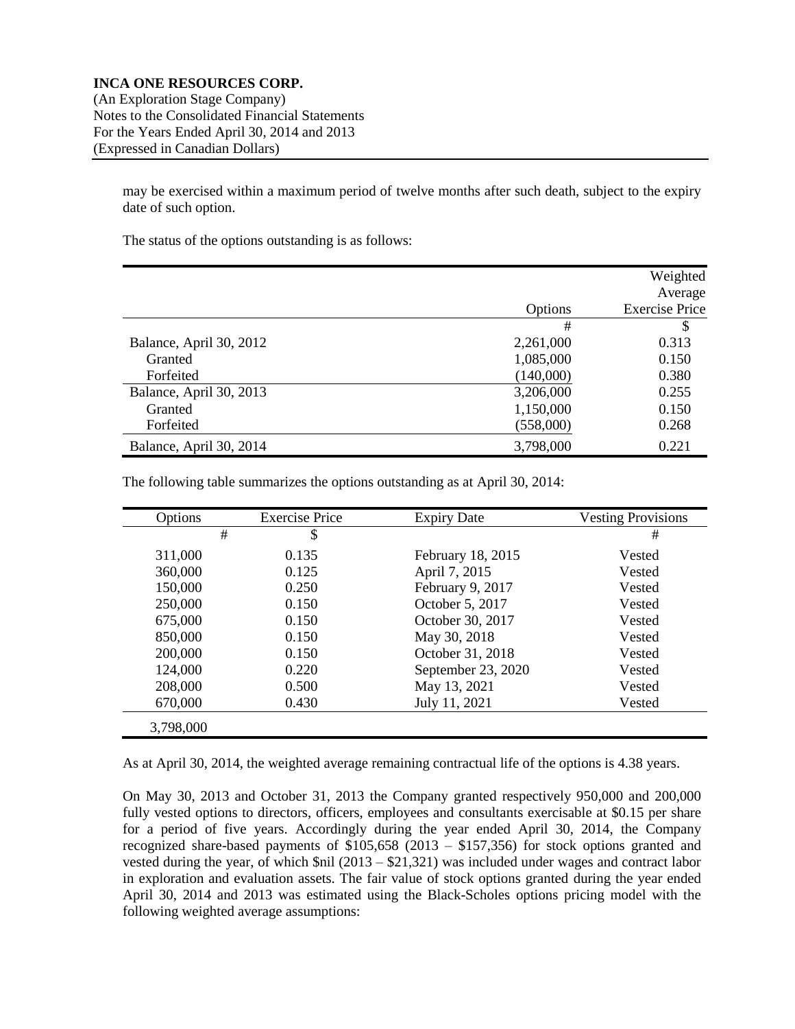may be exercised within a maximum period of twelve months after such death, subject to the expiry date of such option.

The status of the options outstanding is as follows:

| | Options | Weighted Average Exercise Price |
|---|---|---|
| | # | $ |
| Balance, April 30, 2012 | 2,261,000 | 0.313 |
| Granted | 1,085,000 | 0.150 |
| Forfeited | (140,000) | 0.380 |
| Balance, April 30, 2013 | 3,206,000 | 0.255 |
| Granted | 1,150,000 | 0.150 |
| Forfeited | (558,000) | 0.268 |
| Balance, April 30, 2014 | 3,798,000 | 0.221 |

The following table summarizes the options outstanding as at April 30, 2014:

| Options | Exercise Price | Expiry Date | Vesting Provisions |
|---|---|---|---|
| # | $ | | # |
| 311,000 | 0.135 | February 18, 2015 | Vested |
| 360,000 | 0.125 | April 7, 2015 | Vested |
| 150,000 | 0.250 | February 9, 2017 | Vested |
| 250,000 | 0.150 | October 5, 2017 | Vested |
| 675,000 | 0.150 | October 30, 2017 | Vested |
| 850,000 | 0.150 | May 30, 2018 | Vested |
| 200,000 | 0.150 | October 31, 2018 | Vested |
| 124,000 | 0.220 | September 23, 2020 | Vested |
| 208,000 | 0.500 | May 13, 2021 | Vested |
| 670,000 | 0.430 | July 11, 2021 | Vested |
| 3,798,000 | | | |

As at April 30, 2014, the weighted average remaining contractual life of the options is 4.38 years.

On May 30, 2013 and October 31, 2013 the Company granted respectively 950,000 and 200,000 fully vested options to directors, officers, employees and consultants exercisable at $0.15 per share for a period of five years. Accordingly during the year ended April 30, 2014, the Company recognized share-based payments of $105,658 (2013 – $157,356) for stock options granted and vested during the year, of which $nil (2013 – $21,321) was included under wages and contract labor in exploration and evaluation assets. The fair value of stock options granted during the year ended April 30, 2014 and 2013 was estimated using the Black-Scholes options pricing model with the following weighted average assumptions: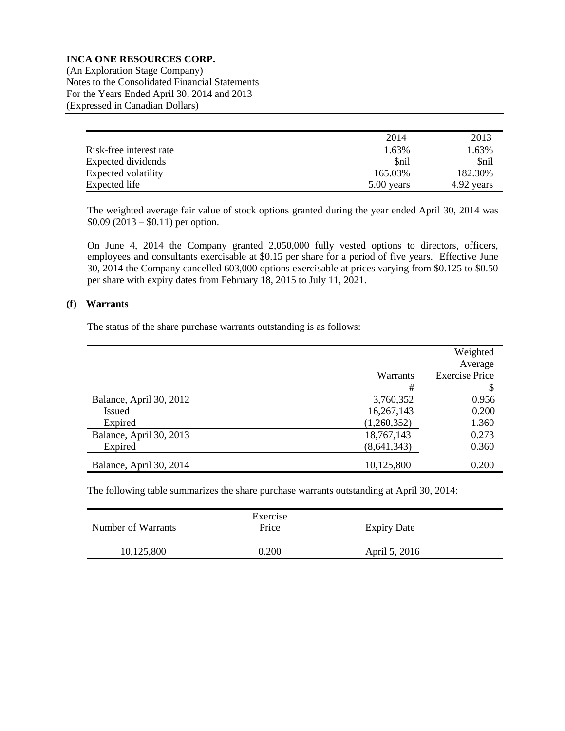|  | 2014 | 2013 |
|---|---|---|
| Risk-free interest rate | 1.63% | 1.63% |
| Expected dividends | $nil | $nil |
| Expected volatility | 165.03% | 182.30% |
| Expected life | 5.00 years | 4.92 years |

The weighted average fair value of stock options granted during the year ended April 30, 2014 was $0.09 (2013 – $0.11) per option.

On June 4, 2014 the Company granted 2,050,000 fully vested options to directors, officers, employees and consultants exercisable at $0.15 per share for a period of five years. Effective June 30, 2014 the Company cancelled 603,000 options exercisable at prices varying from $0.125 to $0.50 per share with expiry dates from February 18, 2015 to July 11, 2021.

**(f) Warrants**

The status of the share purchase warrants outstanding is as follows:

|  | Warrants | Weighted Average Exercise Price |
|---|---|---|
|  | # | $ |
| Balance, April 30, 2012 | 3,760,352 | 0.956 |
| Issued | 16,267,143 | 0.200 |
| Expired | (1,260,352) | 1.360 |
| Balance, April 30, 2013 | 18,767,143 | 0.273 |
| Expired | (8,641,343) | 0.360 |
| Balance, April 30, 2014 | 10,125,800 | 0.200 |

The following table summarizes the share purchase warrants outstanding at April 30, 2014:

| Number of Warrants | Exercise Price | Expiry Date |
|---|---|---|
| 10,125,800 | 0.200 | April 5, 2016 |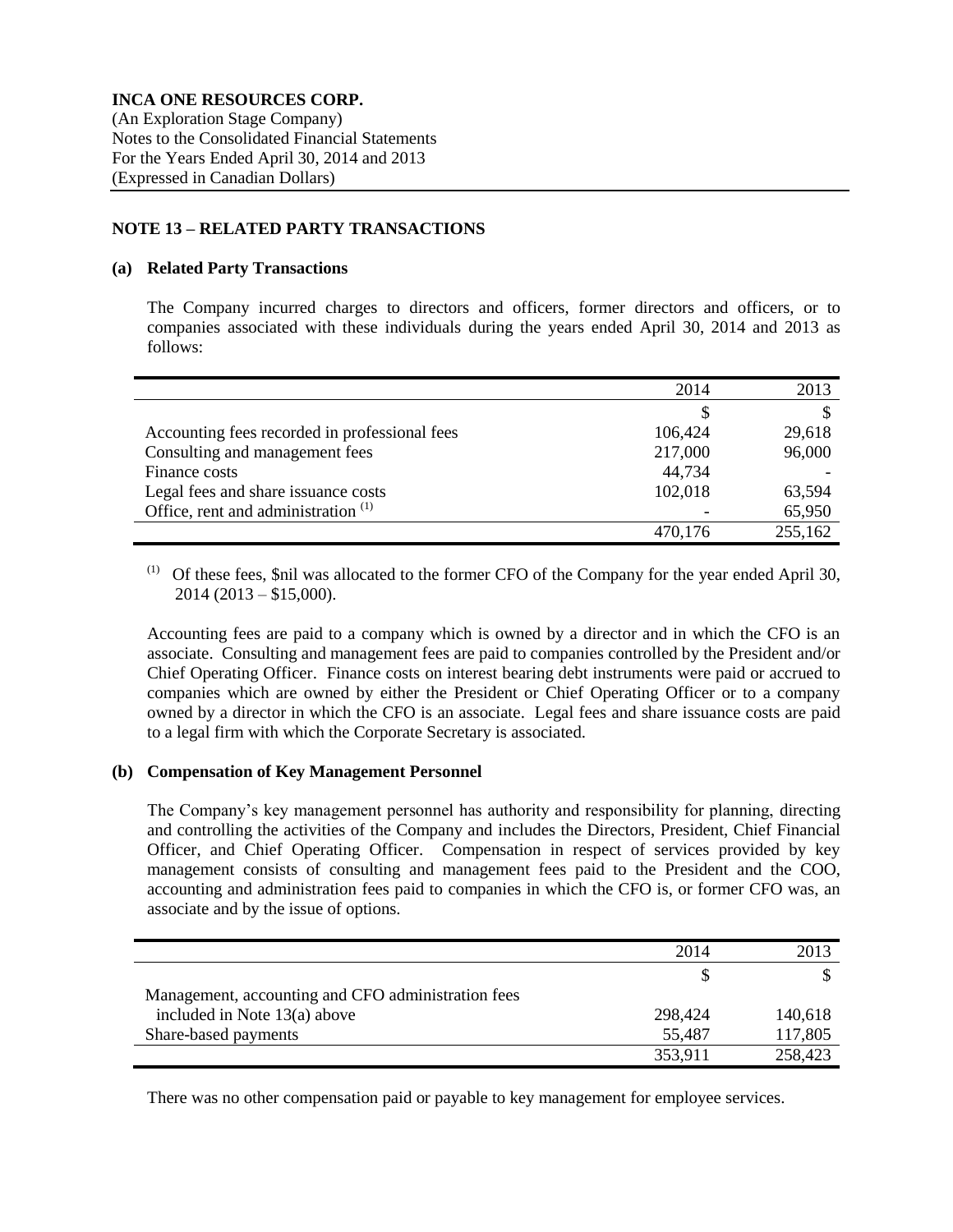**INCA ONE RESOURCES CORP.**
(An Exploration Stage Company)
Notes to the Consolidated Financial Statements
For the Years Ended April 30, 2014 and 2013
(Expressed in Canadian Dollars)

## NOTE 13 – RELATED PARTY TRANSACTIONS

### (a) Related Party Transactions

The Company incurred charges to directors and officers, former directors and officers, or to companies associated with these individuals during the years ended April 30, 2014 and 2013 as follows:

| | 2014 | 2013 |
|---|---|---|
| | $ | $ |
| Accounting fees recorded in professional fees | 106,424 | 29,618 |
| Consulting and management fees | 217,000 | 96,000 |
| Finance costs | 44,734 | - |
| Legal fees and share issuance costs | 102,018 | 63,594 |
| Office, rent and administration (1) | - | 65,950 |
| | 470,176 | 255,162 |

(1) Of these fees, $nil was allocated to the former CFO of the Company for the year ended April 30, 2014 (2013 – $15,000).

Accounting fees are paid to a company which is owned by a director and in which the CFO is an associate. Consulting and management fees are paid to companies controlled by the President and/or Chief Operating Officer. Finance costs on interest bearing debt instruments were paid or accrued to companies which are owned by either the President or Chief Operating Officer or to a company owned by a director in which the CFO is an associate. Legal fees and share issuance costs are paid to a legal firm with which the Corporate Secretary is associated.

### (b) Compensation of Key Management Personnel

The Company's key management personnel has authority and responsibility for planning, directing and controlling the activities of the Company and includes the Directors, President, Chief Financial Officer, and Chief Operating Officer. Compensation in respect of services provided by key management consists of consulting and management fees paid to the President and the COO, accounting and administration fees paid to companies in which the CFO is, or former CFO was, an associate and by the issue of options.

| | 2014 | 2013 |
|---|---|---|
| | $ | $ |
| Management, accounting and CFO administration fees included in Note 13(a) above | 298,424 | 140,618 |
| Share-based payments | 55,487 | 117,805 |
| | 353,911 | 258,423 |

There was no other compensation paid or payable to key management for employee services.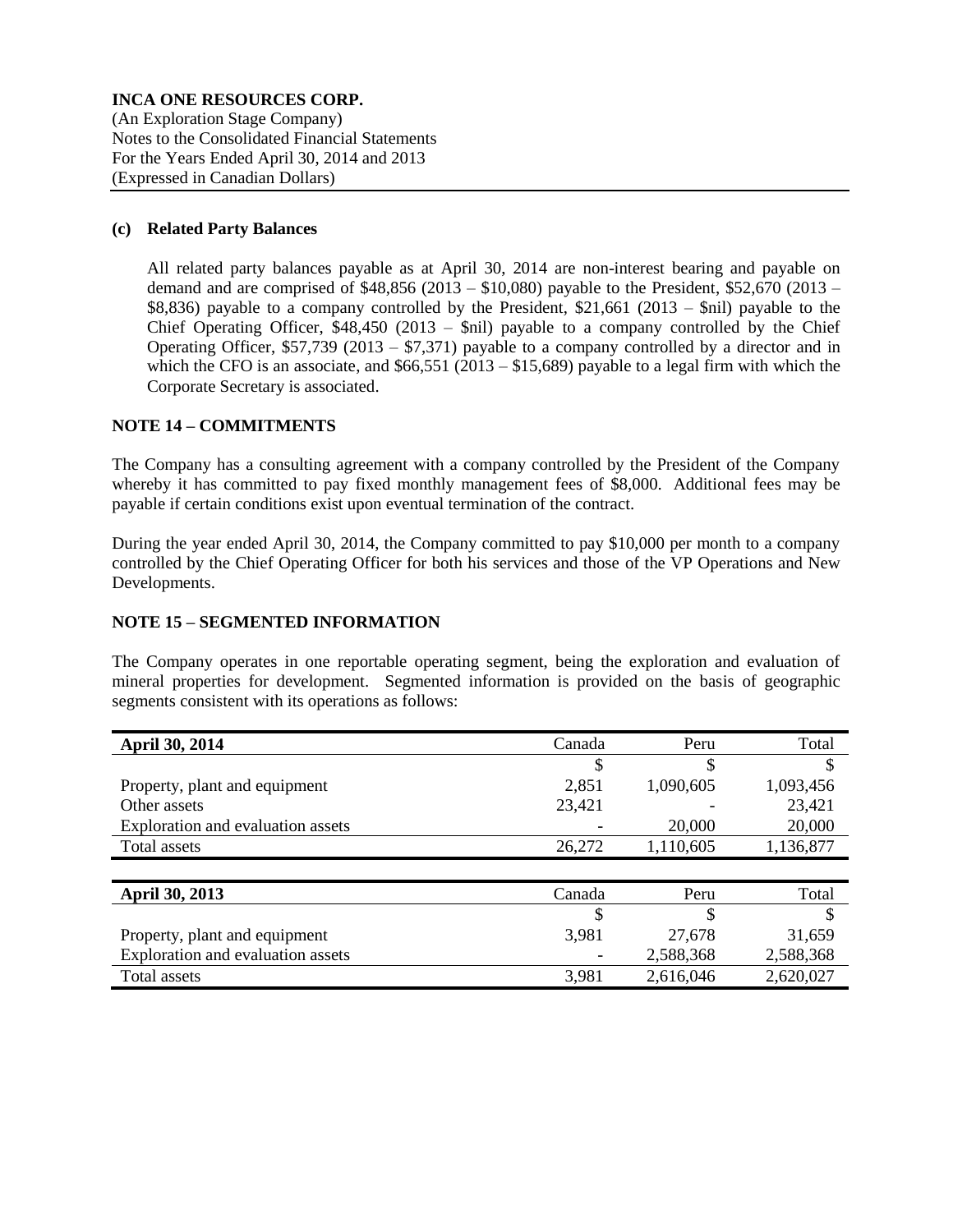**(c) Related Party Balances**

All related party balances payable as at April 30, 2014 are non-interest bearing and payable on demand and are comprised of $48,856 (2013 – $10,080) payable to the President, $52,670 (2013 – $8,836) payable to a company controlled by the President, $21,661 (2013 – $nil) payable to the Chief Operating Officer, $48,450 (2013 – $nil) payable to a company controlled by the Chief Operating Officer, $57,739 (2013 – $7,371) payable to a company controlled by a director and in which the CFO is an associate, and $66,551 (2013 – $15,689) payable to a legal firm with which the Corporate Secretary is associated.

## NOTE 14 – COMMITMENTS

The Company has a consulting agreement with a company controlled by the President of the Company whereby it has committed to pay fixed monthly management fees of $8,000. Additional fees may be payable if certain conditions exist upon eventual termination of the contract.

During the year ended April 30, 2014, the Company committed to pay $10,000 per month to a company controlled by the Chief Operating Officer for both his services and those of the VP Operations and New Developments.

## NOTE 15 – SEGMENTED INFORMATION

The Company operates in one reportable operating segment, being the exploration and evaluation of mineral properties for development. Segmented information is provided on the basis of geographic segments consistent with its operations as follows:

| April 30, 2014 | Canada | Peru | Total |
|---|---|---|---|
| | $ | $ | $ |
| Property, plant and equipment | 2,851 | 1,090,605 | 1,093,456 |
| Other assets | 23,421 | - | 23,421 |
| Exploration and evaluation assets | - | 20,000 | 20,000 |
| Total assets | 26,272 | 1,110,605 | 1,136,877 |

| April 30, 2013 | Canada | Peru | Total |
|---|---|---|---|
| | $ | $ | $ |
| Property, plant and equipment | 3,981 | 27,678 | 31,659 |
| Exploration and evaluation assets | - | 2,588,368 | 2,588,368 |
| Total assets | 3,981 | 2,616,046 | 2,620,027 |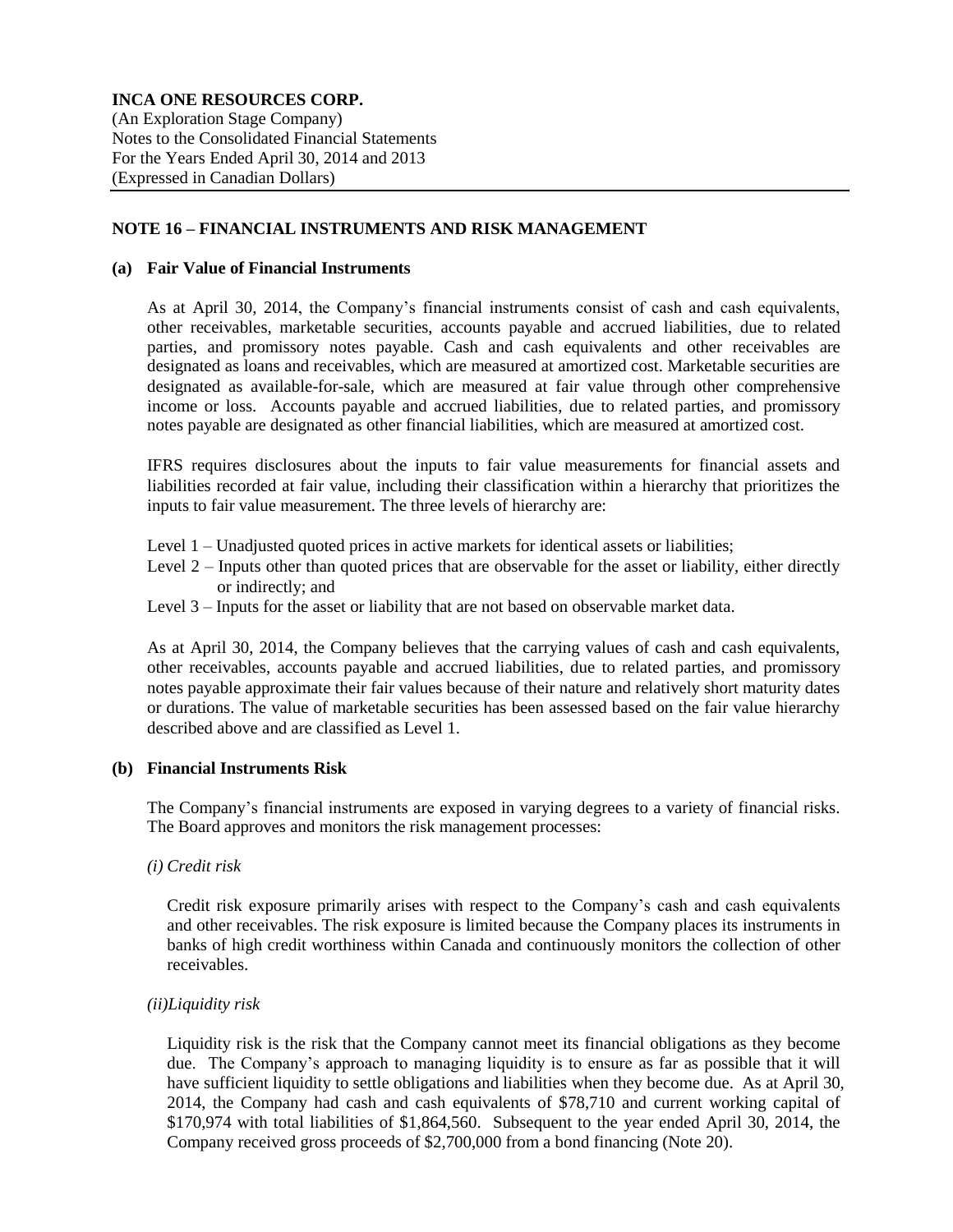**INCA ONE RESOURCES CORP.**
(An Exploration Stage Company)
Notes to the Consolidated Financial Statements
For the Years Ended April 30, 2014 and 2013
(Expressed in Canadian Dollars)

## NOTE 16 – FINANCIAL INSTRUMENTS AND RISK MANAGEMENT

### (a) Fair Value of Financial Instruments

As at April 30, 2014, the Company's financial instruments consist of cash and cash equivalents, other receivables, marketable securities, accounts payable and accrued liabilities, due to related parties, and promissory notes payable. Cash and cash equivalents and other receivables are designated as loans and receivables, which are measured at amortized cost. Marketable securities are designated as available-for-sale, which are measured at fair value through other comprehensive income or loss. Accounts payable and accrued liabilities, due to related parties, and promissory notes payable are designated as other financial liabilities, which are measured at amortized cost.

IFRS requires disclosures about the inputs to fair value measurements for financial assets and liabilities recorded at fair value, including their classification within a hierarchy that prioritizes the inputs to fair value measurement. The three levels of hierarchy are:

Level 1 – Unadjusted quoted prices in active markets for identical assets or liabilities;
Level 2 – Inputs other than quoted prices that are observable for the asset or liability, either directly or indirectly; and
Level 3 – Inputs for the asset or liability that are not based on observable market data.

As at April 30, 2014, the Company believes that the carrying values of cash and cash equivalents, other receivables, accounts payable and accrued liabilities, due to related parties, and promissory notes payable approximate their fair values because of their nature and relatively short maturity dates or durations. The value of marketable securities has been assessed based on the fair value hierarchy described above and are classified as Level 1.

### (b) Financial Instruments Risk

The Company's financial instruments are exposed in varying degrees to a variety of financial risks. The Board approves and monitors the risk management processes:

*(i) Credit risk*

Credit risk exposure primarily arises with respect to the Company's cash and cash equivalents and other receivables. The risk exposure is limited because the Company places its instruments in banks of high credit worthiness within Canada and continuously monitors the collection of other receivables.

*(ii) Liquidity risk*

Liquidity risk is the risk that the Company cannot meet its financial obligations as they become due. The Company's approach to managing liquidity is to ensure as far as possible that it will have sufficient liquidity to settle obligations and liabilities when they become due. As at April 30, 2014, the Company had cash and cash equivalents of $78,710 and current working capital of $170,974 with total liabilities of $1,864,560. Subsequent to the year ended April 30, 2014, the Company received gross proceeds of $2,700,000 from a bond financing (Note 20).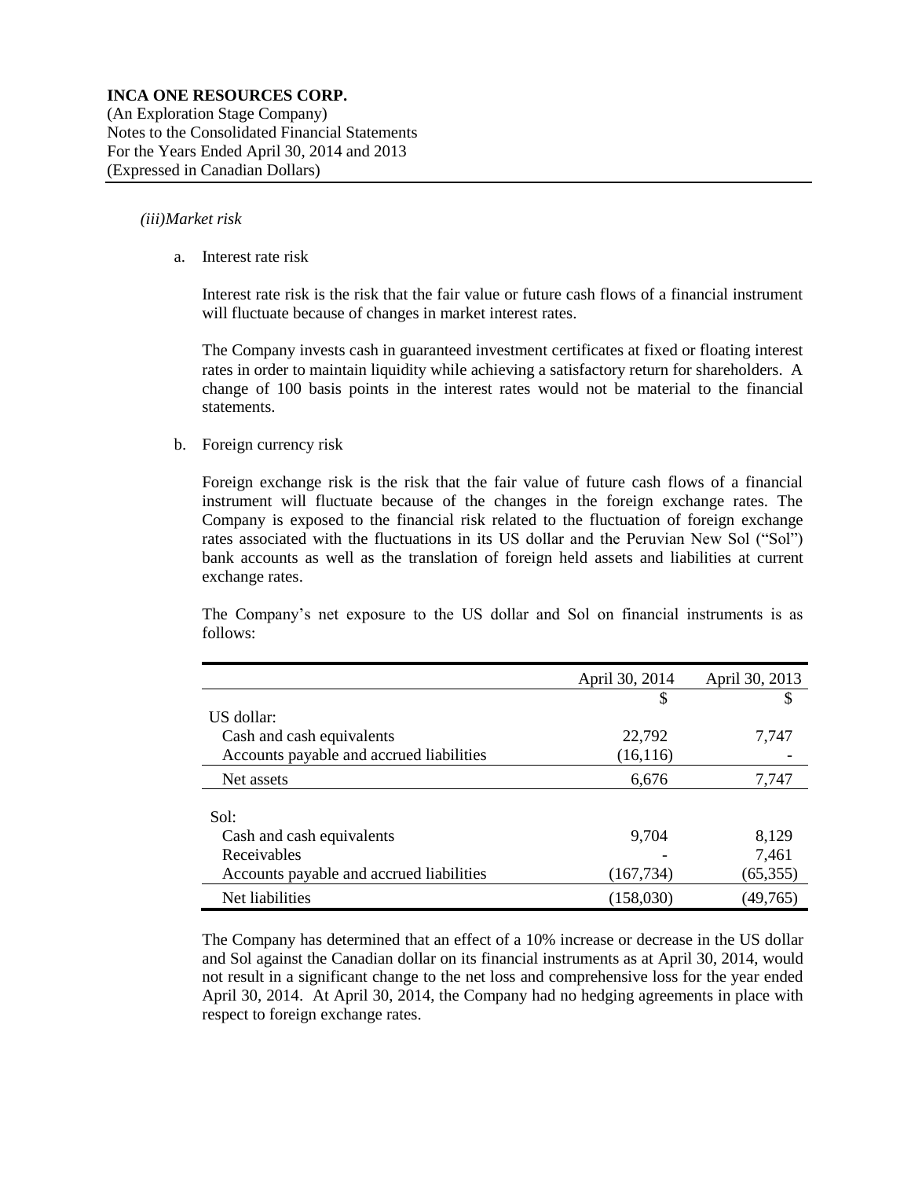*(iii)Market risk*

a. Interest rate risk

Interest rate risk is the risk that the fair value or future cash flows of a financial instrument will fluctuate because of changes in market interest rates.

The Company invests cash in guaranteed investment certificates at fixed or floating interest rates in order to maintain liquidity while achieving a satisfactory return for shareholders. A change of 100 basis points in the interest rates would not be material to the financial statements.

b. Foreign currency risk

Foreign exchange risk is the risk that the fair value of future cash flows of a financial instrument will fluctuate because of the changes in the foreign exchange rates. The Company is exposed to the financial risk related to the fluctuation of foreign exchange rates associated with the fluctuations in its US dollar and the Peruvian New Sol ("Sol") bank accounts as well as the translation of foreign held assets and liabilities at current exchange rates.

The Company's net exposure to the US dollar and Sol on financial instruments is as follows:

| | April 30, 2014 | April 30, 2013 |
|---|---|---|
| | $ | $ |
| US dollar: | | |
| Cash and cash equivalents | 22,792 | 7,747 |
| Accounts payable and accrued liabilities | (16,116) | - |
| Net assets | 6,676 | 7,747 |
| Sol: | | |
| Cash and cash equivalents | 9,704 | 8,129 |
| Receivables | - | 7,461 |
| Accounts payable and accrued liabilities | (167,734) | (65,355) |
| Net liabilities | (158,030) | (49,765) |

The Company has determined that an effect of a 10% increase or decrease in the US dollar and Sol against the Canadian dollar on its financial instruments as at April 30, 2014, would not result in a significant change to the net loss and comprehensive loss for the year ended April 30, 2014. At April 30, 2014, the Company had no hedging agreements in place with respect to foreign exchange rates.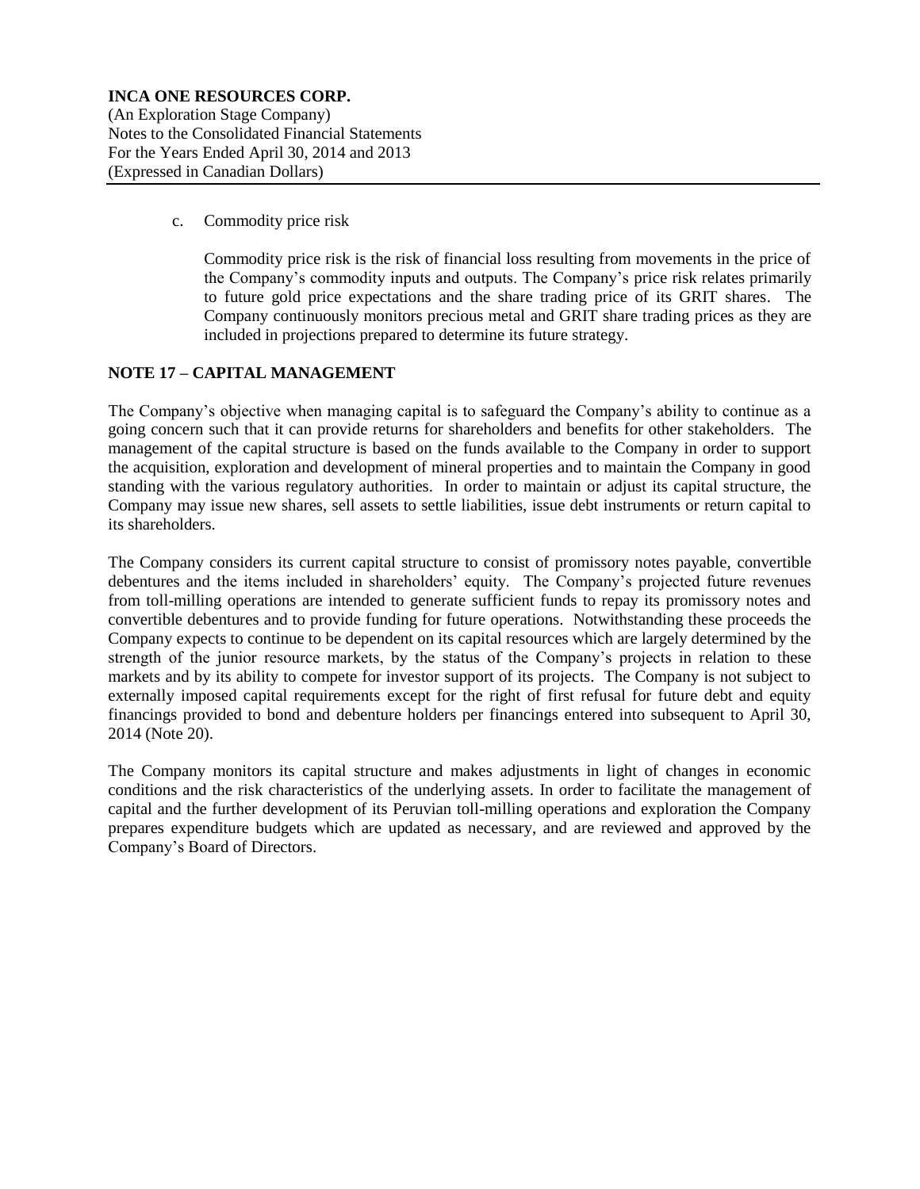c. Commodity price risk

Commodity price risk is the risk of financial loss resulting from movements in the price of the Company's commodity inputs and outputs. The Company's price risk relates primarily to future gold price expectations and the share trading price of its GRIT shares. The Company continuously monitors precious metal and GRIT share trading prices as they are included in projections prepared to determine its future strategy.

## NOTE 17 – CAPITAL MANAGEMENT

The Company's objective when managing capital is to safeguard the Company's ability to continue as a going concern such that it can provide returns for shareholders and benefits for other stakeholders. The management of the capital structure is based on the funds available to the Company in order to support the acquisition, exploration and development of mineral properties and to maintain the Company in good standing with the various regulatory authorities. In order to maintain or adjust its capital structure, the Company may issue new shares, sell assets to settle liabilities, issue debt instruments or return capital to its shareholders.

The Company considers its current capital structure to consist of promissory notes payable, convertible debentures and the items included in shareholders' equity. The Company's projected future revenues from toll-milling operations are intended to generate sufficient funds to repay its promissory notes and convertible debentures and to provide funding for future operations. Notwithstanding these proceeds the Company expects to continue to be dependent on its capital resources which are largely determined by the strength of the junior resource markets, by the status of the Company's projects in relation to these markets and by its ability to compete for investor support of its projects. The Company is not subject to externally imposed capital requirements except for the right of first refusal for future debt and equity financings provided to bond and debenture holders per financings entered into subsequent to April 30, 2014 (Note 20).

The Company monitors its capital structure and makes adjustments in light of changes in economic conditions and the risk characteristics of the underlying assets. In order to facilitate the management of capital and the further development of its Peruvian toll-milling operations and exploration the Company prepares expenditure budgets which are updated as necessary, and are reviewed and approved by the Company's Board of Directors.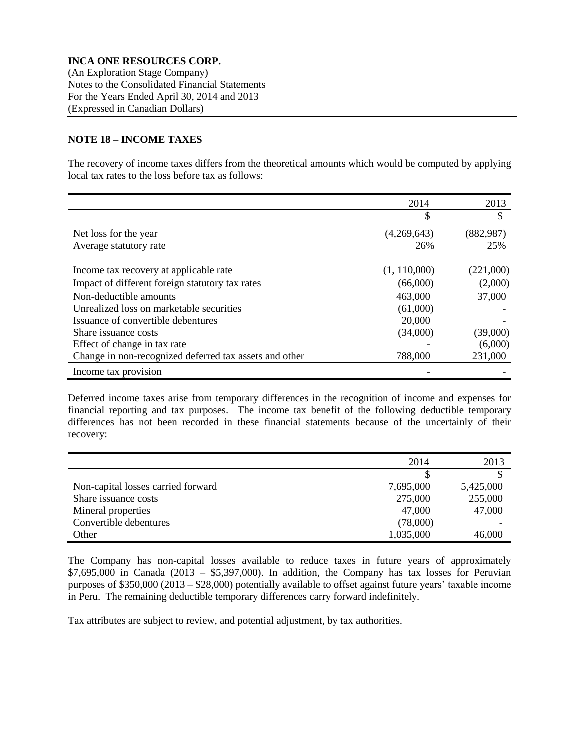**INCA ONE RESOURCES CORP.**
(An Exploration Stage Company)
Notes to the Consolidated Financial Statements
For the Years Ended April 30, 2014 and 2013
(Expressed in Canadian Dollars)

**NOTE 18 – INCOME TAXES**

The recovery of income taxes differs from the theoretical amounts which would be computed by applying local tax rates to the loss before tax as follows:

| | 2014 | 2013 |
|---|---|---|
| | $ | $ |
| Net loss for the year | (4,269,643) | (882,987) |
| Average statutory rate | 26% | 25% |
| Income tax recovery at applicable rate | (1, 110,000) | (221,000) |
| Impact of different foreign statutory tax rates | (66,000) | (2,000) |
| Non-deductible amounts | 463,000 | 37,000 |
| Unrealized loss on marketable securities | (61,000) | - |
| Issuance of convertible debentures | 20,000 | - |
| Share issuance costs | (34,000) | (39,000) |
| Effect of change in tax rate | - | (6,000) |
| Change in non-recognized deferred tax assets and other | 788,000 | 231,000 |
| Income tax provision | - | - |

Deferred income taxes arise from temporary differences in the recognition of income and expenses for financial reporting and tax purposes. The income tax benefit of the following deductible temporary differences has not been recorded in these financial statements because of the uncertainly of their recovery:

| | 2014 | 2013 |
|---|---|---|
| | $ | $ |
| Non-capital losses carried forward | 7,695,000 | 5,425,000 |
| Share issuance costs | 275,000 | 255,000 |
| Mineral properties | 47,000 | 47,000 |
| Convertible debentures | (78,000) | - |
| Other | 1,035,000 | 46,000 |

The Company has non-capital losses available to reduce taxes in future years of approximately \$7,695,000 in Canada (2013 – \$5,397,000). In addition, the Company has tax losses for Peruvian purposes of \$350,000 (2013 – \$28,000) potentially available to offset against future years' taxable income in Peru. The remaining deductible temporary differences carry forward indefinitely.

Tax attributes are subject to review, and potential adjustment, by tax authorities.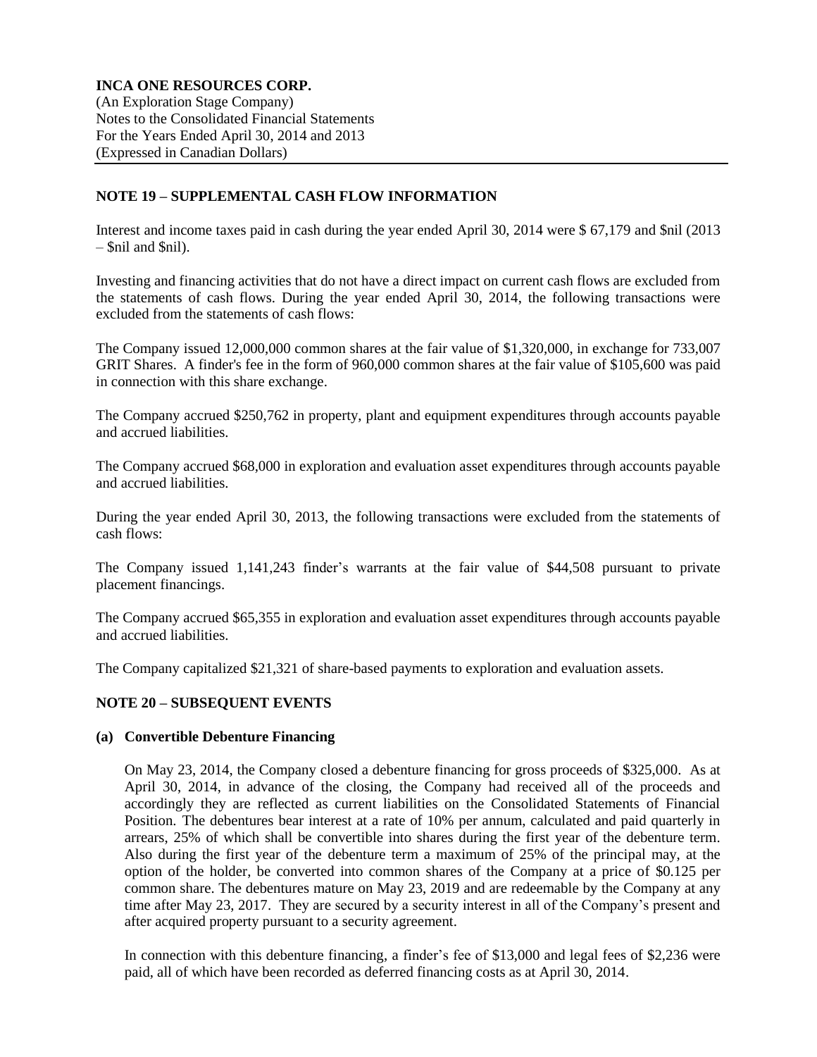## NOTE 19 – SUPPLEMENTAL CASH FLOW INFORMATION

Interest and income taxes paid in cash during the year ended April 30, 2014 were $ 67,179 and $nil (2013 – $nil and $nil).

Investing and financing activities that do not have a direct impact on current cash flows are excluded from the statements of cash flows. During the year ended April 30, 2014, the following transactions were excluded from the statements of cash flows:

The Company issued 12,000,000 common shares at the fair value of $1,320,000, in exchange for 733,007 GRIT Shares. A finder's fee in the form of 960,000 common shares at the fair value of $105,600 was paid in connection with this share exchange.

The Company accrued $250,762 in property, plant and equipment expenditures through accounts payable and accrued liabilities.

The Company accrued $68,000 in exploration and evaluation asset expenditures through accounts payable and accrued liabilities.

During the year ended April 30, 2013, the following transactions were excluded from the statements of cash flows:

The Company issued 1,141,243 finder's warrants at the fair value of $44,508 pursuant to private placement financings.

The Company accrued $65,355 in exploration and evaluation asset expenditures through accounts payable and accrued liabilities.

The Company capitalized $21,321 of share-based payments to exploration and evaluation assets.

## NOTE 20 – SUBSEQUENT EVENTS

### (a) Convertible Debenture Financing

On May 23, 2014, the Company closed a debenture financing for gross proceeds of $325,000. As at April 30, 2014, in advance of the closing, the Company had received all of the proceeds and accordingly they are reflected as current liabilities on the Consolidated Statements of Financial Position. The debentures bear interest at a rate of 10% per annum, calculated and paid quarterly in arrears, 25% of which shall be convertible into shares during the first year of the debenture term. Also during the first year of the debenture term a maximum of 25% of the principal may, at the option of the holder, be converted into common shares of the Company at a price of $0.125 per common share. The debentures mature on May 23, 2019 and are redeemable by the Company at any time after May 23, 2017. They are secured by a security interest in all of the Company's present and after acquired property pursuant to a security agreement.

In connection with this debenture financing, a finder's fee of $13,000 and legal fees of $2,236 were paid, all of which have been recorded as deferred financing costs as at April 30, 2014.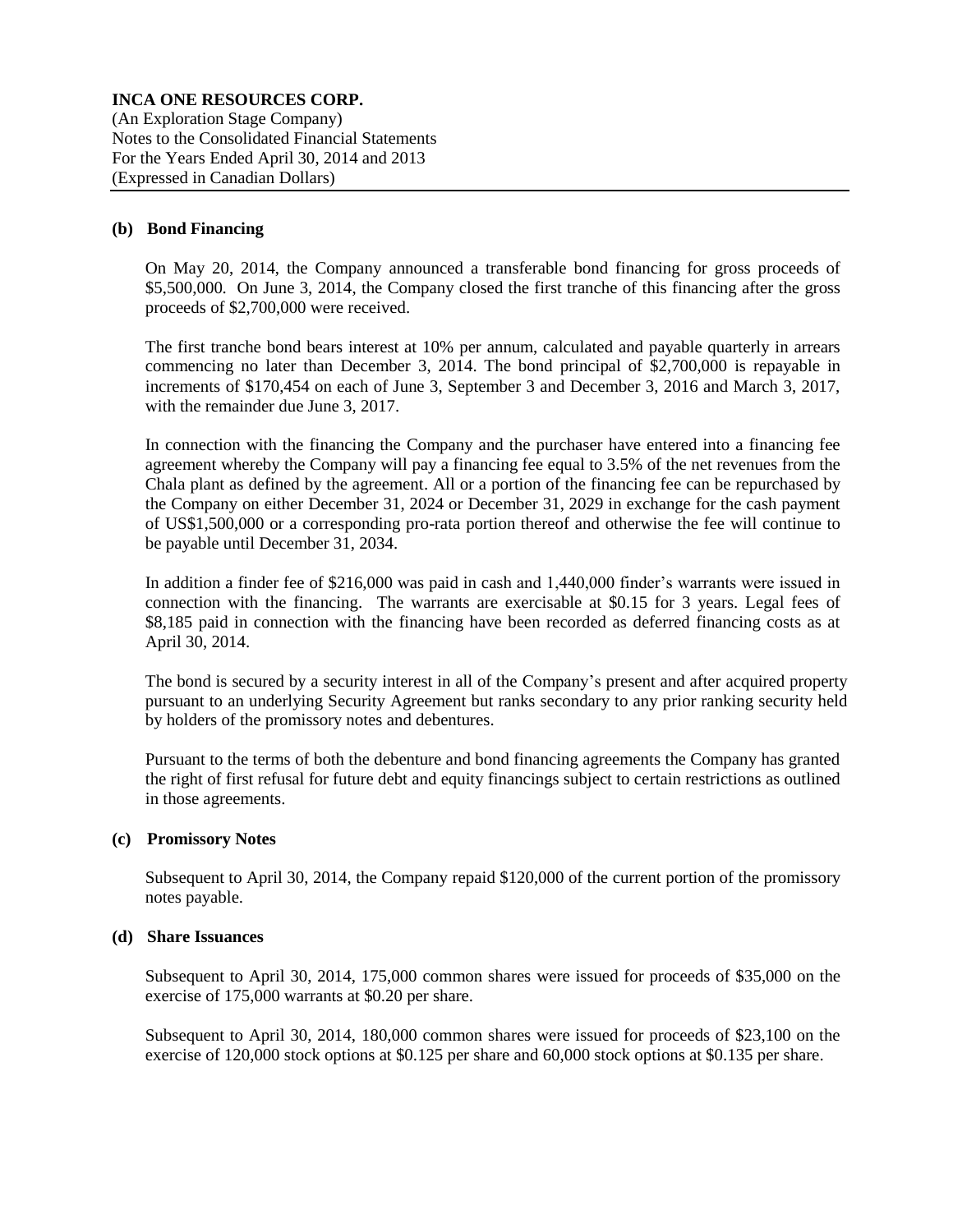### (b) Bond Financing

On May 20, 2014, the Company announced a transferable bond financing for gross proceeds of $5,500,000. On June 3, 2014, the Company closed the first tranche of this financing after the gross proceeds of $2,700,000 were received.

The first tranche bond bears interest at 10% per annum, calculated and payable quarterly in arrears commencing no later than December 3, 2014. The bond principal of $2,700,000 is repayable in increments of $170,454 on each of June 3, September 3 and December 3, 2016 and March 3, 2017, with the remainder due June 3, 2017.

In connection with the financing the Company and the purchaser have entered into a financing fee agreement whereby the Company will pay a financing fee equal to 3.5% of the net revenues from the Chala plant as defined by the agreement. All or a portion of the financing fee can be repurchased by the Company on either December 31, 2024 or December 31, 2029 in exchange for the cash payment of US$1,500,000 or a corresponding pro-rata portion thereof and otherwise the fee will continue to be payable until December 31, 2034.

In addition a finder fee of $216,000 was paid in cash and 1,440,000 finder's warrants were issued in connection with the financing. The warrants are exercisable at $0.15 for 3 years. Legal fees of $8,185 paid in connection with the financing have been recorded as deferred financing costs as at April 30, 2014.

The bond is secured by a security interest in all of the Company's present and after acquired property pursuant to an underlying Security Agreement but ranks secondary to any prior ranking security held by holders of the promissory notes and debentures.

Pursuant to the terms of both the debenture and bond financing agreements the Company has granted the right of first refusal for future debt and equity financings subject to certain restrictions as outlined in those agreements.

### (c) Promissory Notes

Subsequent to April 30, 2014, the Company repaid $120,000 of the current portion of the promissory notes payable.

### (d) Share Issuances

Subsequent to April 30, 2014, 175,000 common shares were issued for proceeds of $35,000 on the exercise of 175,000 warrants at $0.20 per share.

Subsequent to April 30, 2014, 180,000 common shares were issued for proceeds of $23,100 on the exercise of 120,000 stock options at $0.125 per share and 60,000 stock options at $0.135 per share.